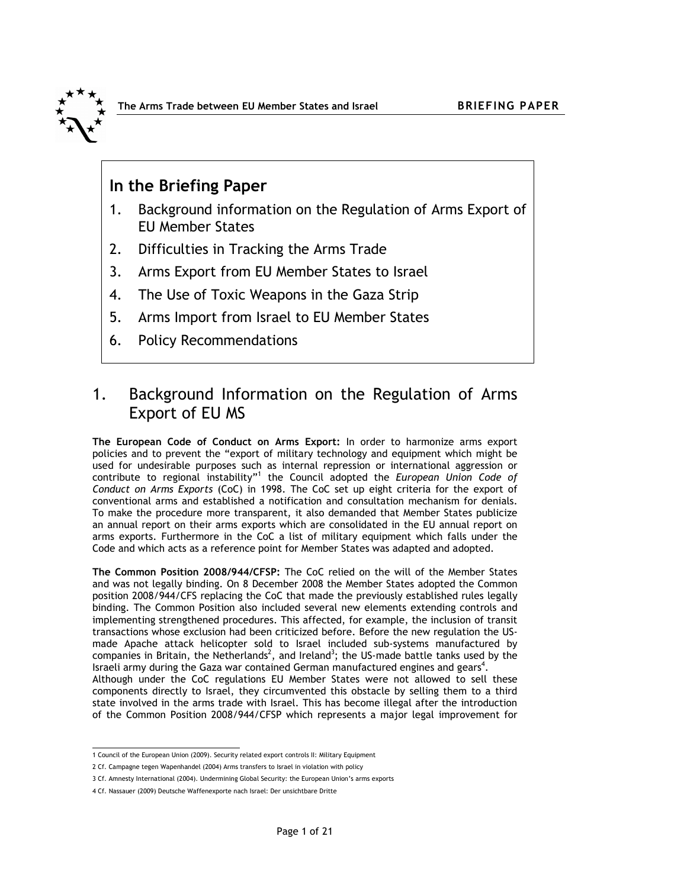## In the Briefing Paper

1. Background information on the Regulation of Arms Export of EU Member States
2. Difficulties in Tracking the Arms Trade
3. Arms Export from EU Member States to Israel
4. The Use of Toxic Weapons in the Gaza Strip
5. Arms Import from Israel to EU Member States
6. Policy Recommendations

# 1. Background Information on the Regulation of Arms Export of EU MS

**The European Code of Conduct on Arms Export:** In order to harmonize arms export policies and to prevent the "export of military technology and equipment which might be used for undesirable purposes such as internal repression or international aggression or contribute to regional instability"[1] the Council adopted the *European Union Code of Conduct on Arms Exports* (CoC) in 1998. The CoC set up eight criteria for the export of conventional arms and established a notification and consultation mechanism for denials. To make the procedure more transparent, it also demanded that Member States publicize an annual report on their arms exports which are consolidated in the EU annual report on arms exports. Furthermore in the CoC a list of military equipment which falls under the Code and which acts as a reference point for Member States was adapted and adopted.

**The Common Position 2008/944/CFSP:** The CoC relied on the will of the Member States and was not legally binding. On 8 December 2008 the Member States adopted the Common position 2008/944/CFS replacing the CoC that made the previously established rules legally binding. The Common Position also included several new elements extending controls and implementing strengthened procedures. This affected, for example, the inclusion of transit transactions whose exclusion had been criticized before. Before the new regulation the US-made Apache attack helicopter sold to Israel included sub-systems manufactured by companies in Britain, the Netherlands[2], and Ireland[3]; the US-made battle tanks used by the Israeli army during the Gaza war contained German manufactured engines and gears[4].
Although under the CoC regulations EU Member States were not allowed to sell these components directly to Israel, they circumvented this obstacle by selling them to a third state involved in the arms trade with Israel. This has become illegal after the introduction of the Common Position 2008/944/CFSP which represents a major legal improvement for

---

1 Council of the European Union (2009). Security related export controls II: Military Equipment

2 Cf. Campagne tegen Wapenhandel (2004) Arms transfers to Israel in violation with policy

3 Cf. Amnesty International (2004). Undermining Global Security: the European Union's arms exports

4 Cf. Nassauer (2009) Deutsche Waffenexporte nach Israel: Der unsichtbare Dritte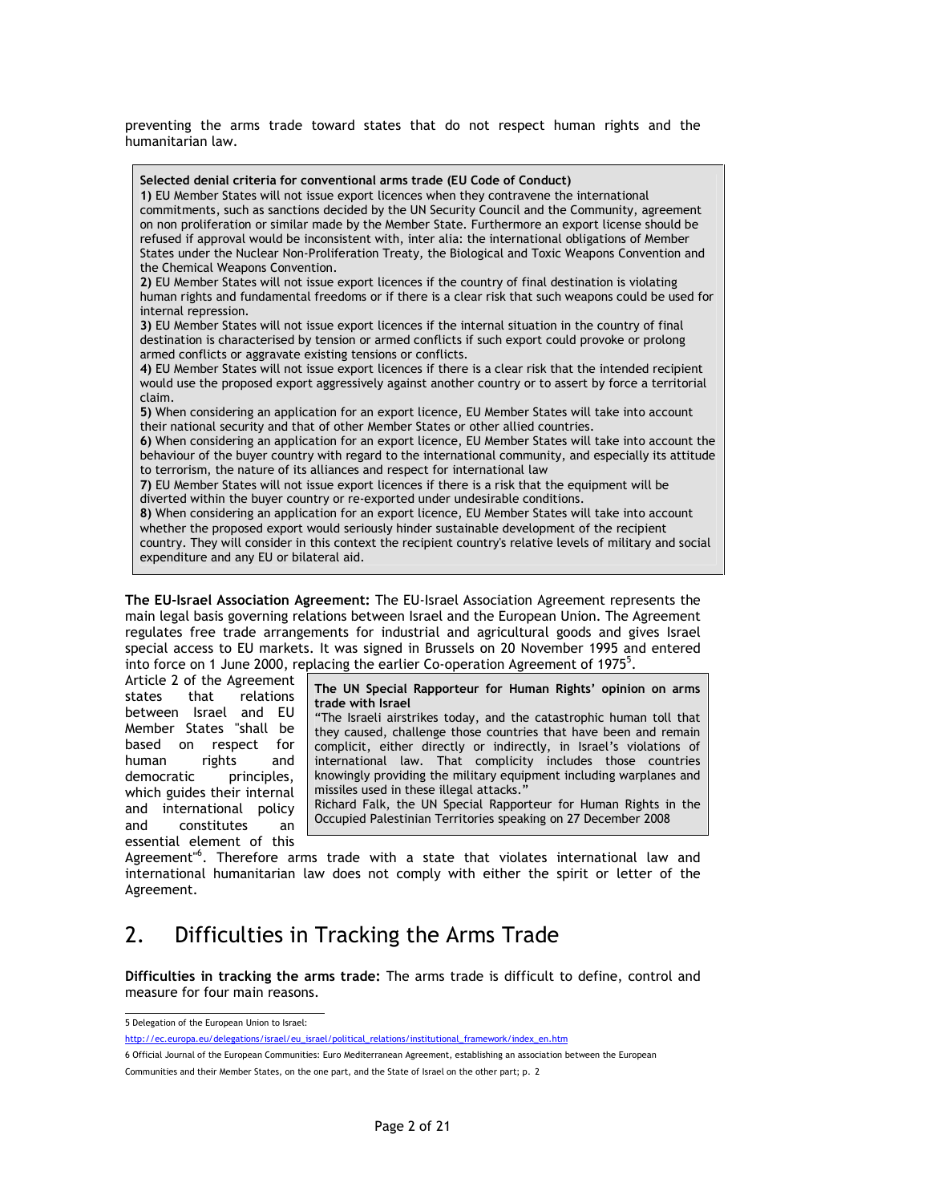preventing the arms trade toward states that do not respect human rights and the humanitarian law.

> **Selected denial criteria for conventional arms trade (EU Code of Conduct)**
>
> **1)** EU Member States will not issue export licences when they contravene the international commitments, such as sanctions decided by the UN Security Council and the Community, agreement on non proliferation or similar made by the Member State. Furthermore an export license should be refused if approval would be inconsistent with, inter alia: the international obligations of Member States under the Nuclear Non-Proliferation Treaty, the Biological and Toxic Weapons Convention and the Chemical Weapons Convention.
>
> **2)** EU Member States will not issue export licences if the country of final destination is violating human rights and fundamental freedoms or if there is a clear risk that such weapons could be used for internal repression.
>
> **3)** EU Member States will not issue export licences if the internal situation in the country of final destination is characterised by tension or armed conflicts if such export could provoke or prolong armed conflicts or aggravate existing tensions or conflicts.
>
> **4)** EU Member States will not issue export licences if there is a clear risk that the intended recipient would use the proposed export aggressively against another country or to assert by force a territorial claim.
>
> **5)** When considering an application for an export licence, EU Member States will take into account their national security and that of other Member States or other allied countries.
>
> **6)** When considering an application for an export licence, EU Member States will take into account the behaviour of the buyer country with regard to the international community, and especially its attitude to terrorism, the nature of its alliances and respect for international law
>
> **7)** EU Member States will not issue export licences if there is a risk that the equipment will be diverted within the buyer country or re-exported under undesirable conditions.
>
> **8)** When considering an application for an export licence, EU Member States will take into account whether the proposed export would seriously hinder sustainable development of the recipient country. They will consider in this context the recipient country's relative levels of military and social expenditure and any EU or bilateral aid.

**The EU-Israel Association Agreement:** The EU-Israel Association Agreement represents the main legal basis governing relations between Israel and the European Union. The Agreement regulates free trade arrangements for industrial and agricultural goods and gives Israel special access to EU markets. It was signed in Brussels on 20 November 1995 and entered into force on 1 June 2000, replacing the earlier Co-operation Agreement of 1975[5].

Article 2 of the Agreement states that relations between Israel and EU Member States "shall be based on respect for human rights and democratic principles, which guides their internal and international policy and constitutes an essential element of this Agreement"[6]. Therefore arms trade with a state that violates international law and international humanitarian law does not comply with either the spirit or letter of the Agreement.

> **The UN Special Rapporteur for Human Rights' opinion on arms trade with Israel**
>
> "The Israeli airstrikes today, and the catastrophic human toll that they caused, challenge those countries that have been and remain complicit, either directly or indirectly, in Israel's violations of international law. That complicity includes those countries knowingly providing the military equipment including warplanes and missiles used in these illegal attacks."
>
> Richard Falk, the UN Special Rapporteur for Human Rights in the Occupied Palestinian Territories speaking on 27 December 2008

## 2. Difficulties in Tracking the Arms Trade

**Difficulties in tracking the arms trade:** The arms trade is difficult to define, control and measure for four main reasons.

---

5 Delegation of the European Union to Israel: http://ec.europa.eu/delegations/israel/eu_israel/political_relations/institutional_framework/index_en.htm

6 Official Journal of the European Communities: Euro Mediterranean Agreement, establishing an association between the European Communities and their Member States, on the one part, and the State of Israel on the other part; p. 2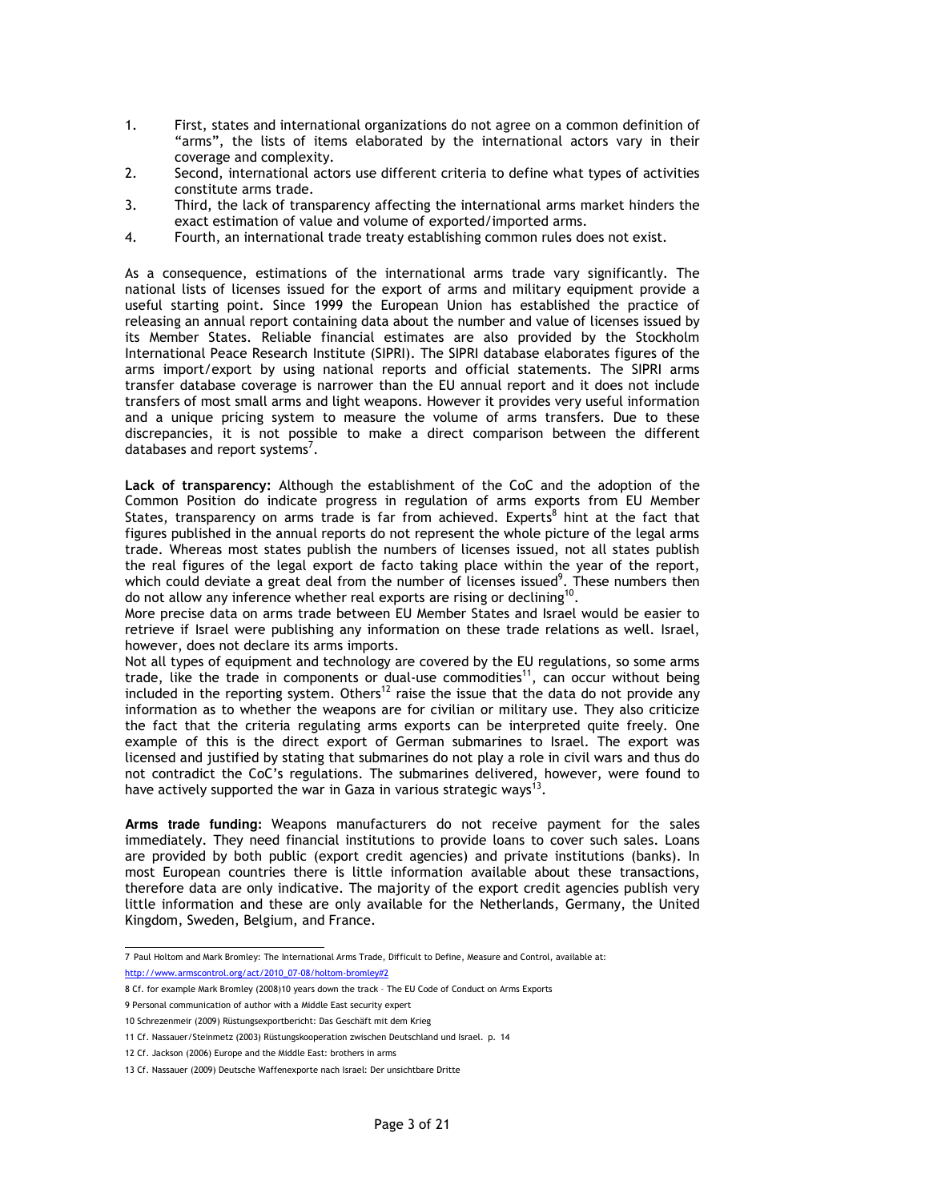1. First, states and international organizations do not agree on a common definition of "arms", the lists of items elaborated by the international actors vary in their coverage and complexity.
2. Second, international actors use different criteria to define what types of activities constitute arms trade.
3. Third, the lack of transparency affecting the international arms market hinders the exact estimation of value and volume of exported/imported arms.
4. Fourth, an international trade treaty establishing common rules does not exist.

As a consequence, estimations of the international arms trade vary significantly. The national lists of licenses issued for the export of arms and military equipment provide a useful starting point. Since 1999 the European Union has established the practice of releasing an annual report containing data about the number and value of licenses issued by its Member States. Reliable financial estimates are also provided by the Stockholm International Peace Research Institute (SIPRI). The SIPRI database elaborates figures of the arms import/export by using national reports and official statements. The SIPRI arms transfer database coverage is narrower than the EU annual report and it does not include transfers of most small arms and light weapons. However it provides very useful information and a unique pricing system to measure the volume of arms transfers. Due to these discrepancies, it is not possible to make a direct comparison between the different databases and report systems[7].

**Lack of transparency:** Although the establishment of the CoC and the adoption of the Common Position do indicate progress in regulation of arms exports from EU Member States, transparency on arms trade is far from achieved. Experts[8] hint at the fact that figures published in the annual reports do not represent the whole picture of the legal arms trade. Whereas most states publish the numbers of licenses issued, not all states publish the real figures of the legal export de facto taking place within the year of the report, which could deviate a great deal from the number of licenses issued[9]. These numbers then do not allow any inference whether real exports are rising or declining[10].

More precise data on arms trade between EU Member States and Israel would be easier to retrieve if Israel were publishing any information on these trade relations as well. Israel, however, does not declare its arms imports.

Not all types of equipment and technology are covered by the EU regulations, so some arms trade, like the trade in components or dual-use commodities[11], can occur without being included in the reporting system. Others[12] raise the issue that the data do not provide any information as to whether the weapons are for civilian or military use. They also criticize the fact that the criteria regulating arms exports can be interpreted quite freely. One example of this is the direct export of German submarines to Israel. The export was licensed and justified by stating that submarines do not play a role in civil wars and thus do not contradict the CoC's regulations. The submarines delivered, however, were found to have actively supported the war in Gaza in various strategic ways[13].

**Arms trade funding:** Weapons manufacturers do not receive payment for the sales immediately. They need financial institutions to provide loans to cover such sales. Loans are provided by both public (export credit agencies) and private institutions (banks). In most European countries there is little information available about these transactions, therefore data are only indicative. The majority of the export credit agencies publish very little information and these are only available for the Netherlands, Germany, the United Kingdom, Sweden, Belgium, and France.

---

7 Paul Holtom and Mark Bromley: The International Arms Trade, Difficult to Define, Measure and Control, available at: http://www.armscontrol.org/act/2010_07-08/holtom-bromley#2

8 Cf. for example Mark Bromley (2008)10 years down the track – The EU Code of Conduct on Arms Exports

9 Personal communication of author with a Middle East security expert

10 Schrezenmeir (2009) Rüstungsexportbericht: Das Geschäft mit dem Krieg

11 Cf. Nassauer/Steinmetz (2003) Rüstungskooperation zwischen Deutschland und Israel. p. 14

12 Cf. Jackson (2006) Europe and the Middle East: brothers in arms

13 Cf. Nassauer (2009) Deutsche Waffenexporte nach Israel: Der unsichtbare Dritte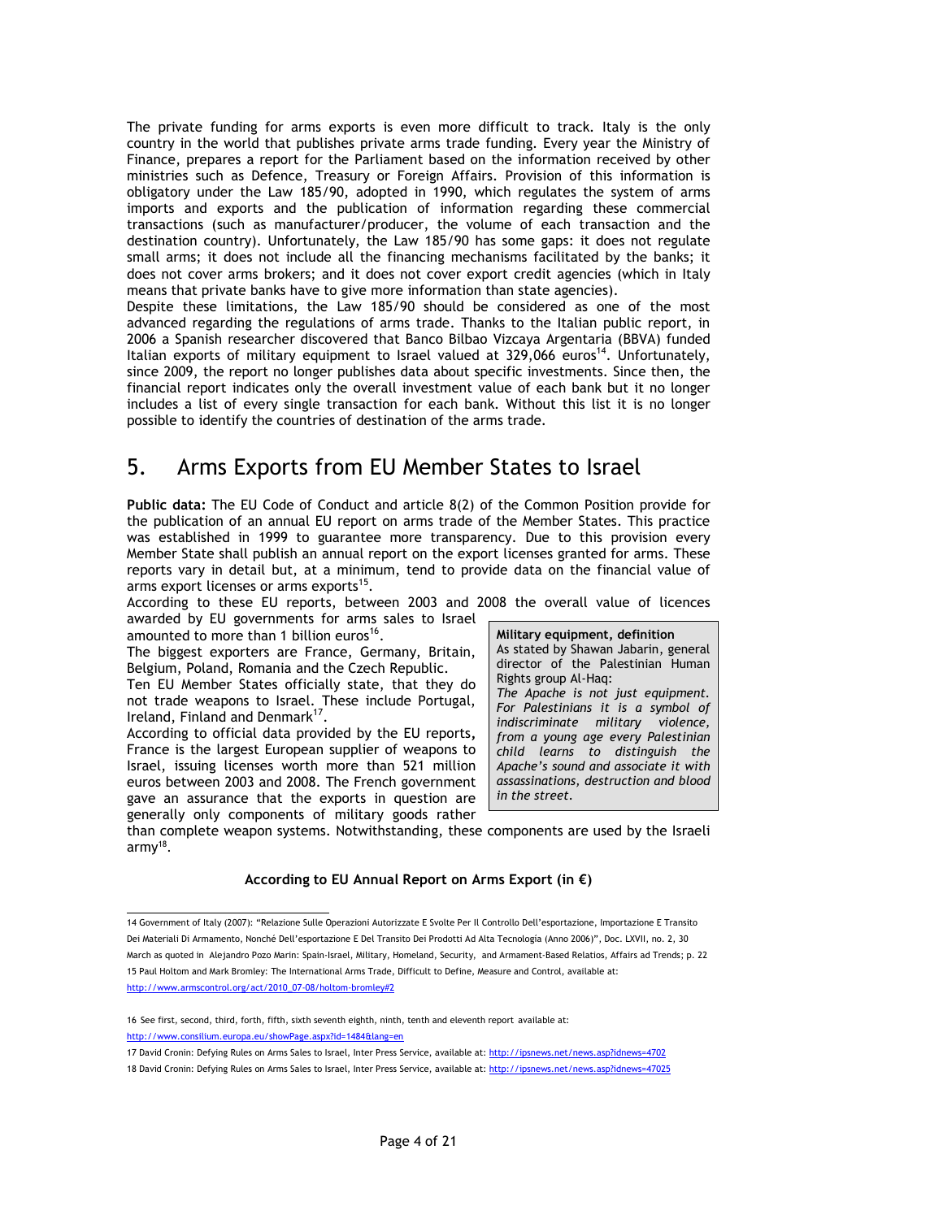The private funding for arms exports is even more difficult to track. Italy is the only country in the world that publishes private arms trade funding. Every year the Ministry of Finance, prepares a report for the Parliament based on the information received by other ministries such as Defence, Treasury or Foreign Affairs. Provision of this information is obligatory under the Law 185/90, adopted in 1990, which regulates the system of arms imports and exports and the publication of information regarding these commercial transactions (such as manufacturer/producer, the volume of each transaction and the destination country). Unfortunately, the Law 185/90 has some gaps: it does not regulate small arms; it does not include all the financing mechanisms facilitated by the banks; it does not cover arms brokers; and it does not cover export credit agencies (which in Italy means that private banks have to give more information than state agencies).

Despite these limitations, the Law 185/90 should be considered as one of the most advanced regarding the regulations of arms trade. Thanks to the Italian public report, in 2006 a Spanish researcher discovered that Banco Bilbao Vizcaya Argentaria (BBVA) funded Italian exports of military equipment to Israel valued at 329,066 euros[14]. Unfortunately, since 2009, the report no longer publishes data about specific investments. Since then, the financial report indicates only the overall investment value of each bank but it no longer includes a list of every single transaction for each bank. Without this list it is no longer possible to identify the countries of destination of the arms trade.

## 5. Arms Exports from EU Member States to Israel

**Public data:** The EU Code of Conduct and article 8(2) of the Common Position provide for the publication of an annual EU report on arms trade of the Member States. This practice was established in 1999 to guarantee more transparency. Due to this provision every Member State shall publish an annual report on the export licenses granted for arms. These reports vary in detail but, at a minimum, tend to provide data on the financial value of arms export licenses or arms exports[15].

According to these EU reports, between 2003 and 2008 the overall value of licences awarded by EU governments for arms sales to Israel amounted to more than 1 billion euros[16].

The biggest exporters are France, Germany, Britain, Belgium, Poland, Romania and the Czech Republic.

Ten EU Member States officially state, that they do not trade weapons to Israel. These include Portugal, Ireland, Finland and Denmark[17].

According to official data provided by the EU reports, France is the largest European supplier of weapons to Israel, issuing licenses worth more than 521 million euros between 2003 and 2008. The French government gave an assurance that the exports in question are generally only components of military goods rather than complete weapon systems. Notwithstanding, these components are used by the Israeli army[18].

> **Military equipment, definition**
> As stated by Shawan Jabarin, general director of the Palestinian Human Rights group Al-Haq:
> *The Apache is not just equipment. For Palestinians it is a symbol of indiscriminate military violence, from a young age every Palestinian child learns to distinguish the Apache's sound and associate it with assassinations, destruction and blood in the street.*

**According to EU Annual Report on Arms Export (in €)**

---

14 Government of Italy (2007): "Relazione Sulle Operazioni Autorizzate E Svolte Per Il Controllo Dell'esportazione, Importazione E Transito Dei Materiali Di Armamento, Nonché Dell'esportazione E Del Transito Dei Prodotti Ad Alta Tecnología (Anno 2006)", Doc. LXVII, no. 2, 30 March as quoted in Alejandro Pozo Marin: Spain-Israel, Military, Homeland, Security, and Armament-Based Relatios, Affairs ad Trends; p. 22

15 Paul Holtom and Mark Bromley: The International Arms Trade, Difficult to Define, Measure and Control, available at: http://www.armscontrol.org/act/2010_07-08/holtom-bromley#2

16 See first, second, third, forth, fifth, sixth seventh eighth, ninth, tenth and eleventh report available at: http://www.consilium.europa.eu/showPage.aspx?id=1484&lang=en

17 David Cronin: Defying Rules on Arms Sales to Israel, Inter Press Service, available at: http://ipsnews.net/news.asp?idnews=4702

18 David Cronin: Defying Rules on Arms Sales to Israel, Inter Press Service, available at: http://ipsnews.net/news.asp?idnews=47025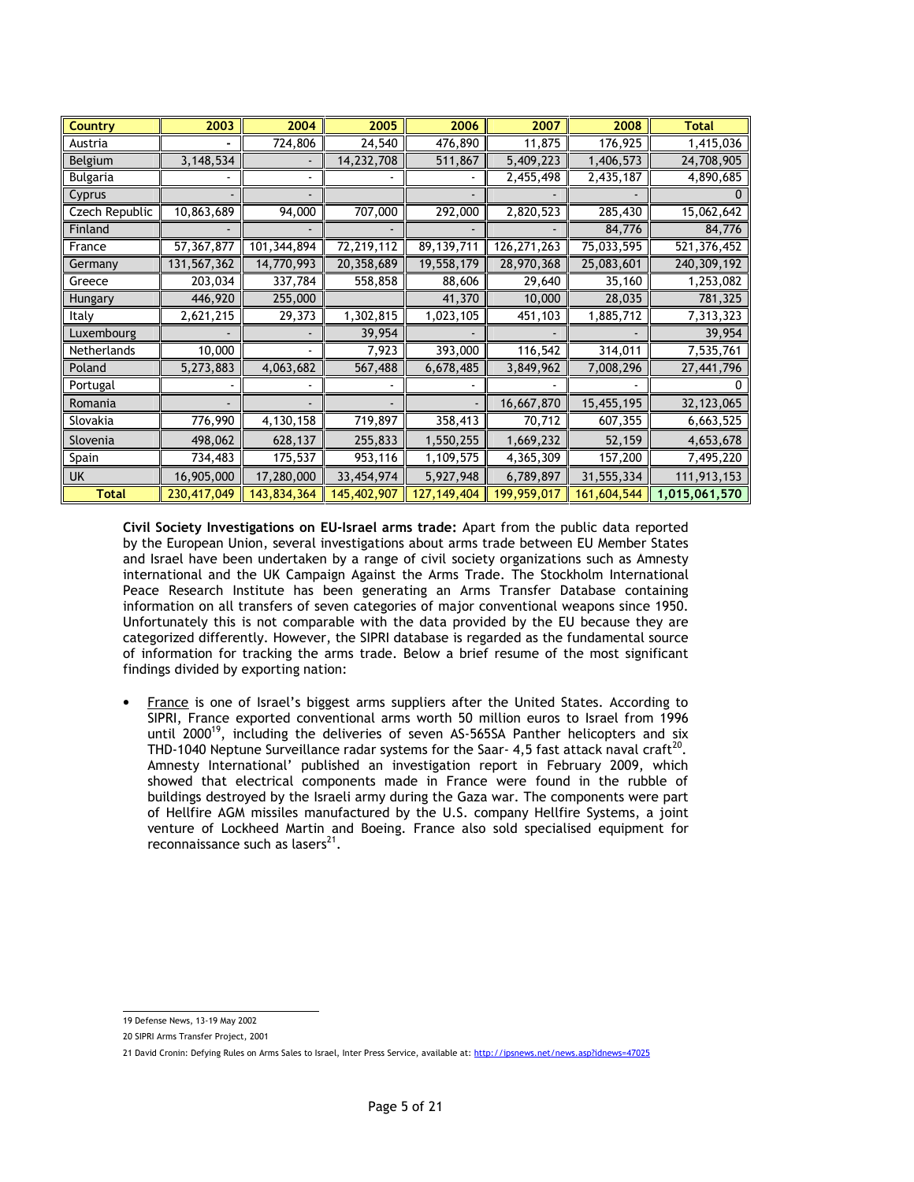| Country | 2003 | 2004 | 2005 | 2006 | 2007 | 2008 | Total |
|---|---|---|---|---|---|---|---|
| Austria | - | 724,806 | 24,540 | 476,890 | 11,875 | 176,925 | 1,415,036 |
| Belgium | 3,148,534 | - | 14,232,708 | 511,867 | 5,409,223 | 1,406,573 | 24,708,905 |
| Bulgaria | - | - | - | - | 2,455,498 | 2,435,187 | 4,890,685 |
| Cyprus | - | - | | - | - | - | 0 |
| Czech Republic | 10,863,689 | 94,000 | 707,000 | 292,000 | 2,820,523 | 285,430 | 15,062,642 |
| Finland | - | - | - | - | - | 84,776 | 84,776 |
| France | 57,367,877 | 101,344,894 | 72,219,112 | 89,139,711 | 126,271,263 | 75,033,595 | 521,376,452 |
| Germany | 131,567,362 | 14,770,993 | 20,358,689 | 19,558,179 | 28,970,368 | 25,083,601 | 240,309,192 |
| Greece | 203,034 | 337,784 | 558,858 | 88,606 | 29,640 | 35,160 | 1,253,082 |
| Hungary | 446,920 | 255,000 | | 41,370 | 10,000 | 28,035 | 781,325 |
| Italy | 2,621,215 | 29,373 | 1,302,815 | 1,023,105 | 451,103 | 1,885,712 | 7,313,323 |
| Luxembourg | - | - | 39,954 | - | - | - | 39,954 |
| Netherlands | 10,000 | - | 7,923 | 393,000 | 116,542 | 314,011 | 7,535,761 |
| Poland | 5,273,883 | 4,063,682 | 567,488 | 6,678,485 | 3,849,962 | 7,008,296 | 27,441,796 |
| Portugal | - | - | - | - | - | - | 0 |
| Romania | - | - | - | - | 16,667,870 | 15,455,195 | 32,123,065 |
| Slovakia | 776,990 | 4,130,158 | 719,897 | 358,413 | 70,712 | 607,355 | 6,663,525 |
| Slovenia | 498,062 | 628,137 | 255,833 | 1,550,255 | 1,669,232 | 52,159 | 4,653,678 |
| Spain | 734,483 | 175,537 | 953,116 | 1,109,575 | 4,365,309 | 157,200 | 7,495,220 |
| UK | 16,905,000 | 17,280,000 | 33,454,974 | 5,927,948 | 6,789,897 | 31,555,334 | 111,913,153 |
| **Total** | 230,417,049 | 143,834,364 | 145,402,907 | 127,149,404 | 199,959,017 | 161,604,544 | **1,015,061,570** |

**Civil Society Investigations on EU-Israel arms trade:** Apart from the public data reported by the European Union, several investigations about arms trade between EU Member States and Israel have been undertaken by a range of civil society organizations such as Amnesty international and the UK Campaign Against the Arms Trade. The Stockholm International Peace Research Institute has been generating an Arms Transfer Database containing information on all transfers of seven categories of major conventional weapons since 1950. Unfortunately this is not comparable with the data provided by the EU because they are categorized differently. However, the SIPRI database is regarded as the fundamental source of information for tracking the arms trade. Below a brief resume of the most significant findings divided by exporting nation:

- France is one of Israel's biggest arms suppliers after the United States. According to SIPRI, France exported conventional arms worth 50 million euros to Israel from 1996 until 2000[19], including the deliveries of seven AS-565SA Panther helicopters and six THD-1040 Neptune Surveillance radar systems for the Saar- 4,5 fast attack naval craft[20]. Amnesty International' published an investigation report in February 2009, which showed that electrical components made in France were found in the rubble of buildings destroyed by the Israeli army during the Gaza war. The components were part of Hellfire AGM missiles manufactured by the U.S. company Hellfire Systems, a joint venture of Lockheed Martin and Boeing. France also sold specialised equipment for reconnaissance such as lasers[21].

19 Defense News, 13-19 May 2002

20 SIPRI Arms Transfer Project, 2001

21 David Cronin: Defying Rules on Arms Sales to Israel, Inter Press Service, available at: http://ipsnews.net/news.asp?idnews=47025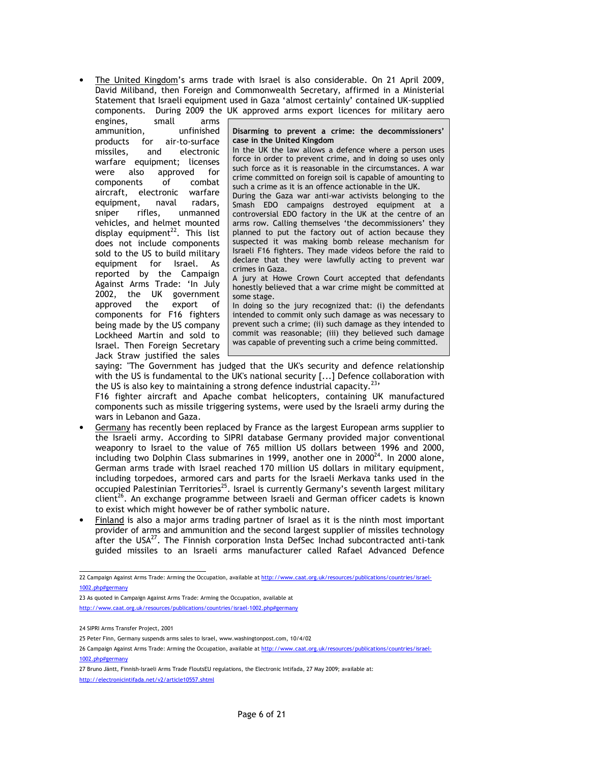- The United Kingdom's arms trade with Israel is also considerable. On 21 April 2009, David Miliband, then Foreign and Commonwealth Secretary, affirmed in a Ministerial Statement that Israeli equipment used in Gaza 'almost certainly' contained UK-supplied components. During 2009 the UK approved arms export licences for military aero engines, small arms ammunition, unfinished products for air-to-surface missiles, and electronic warfare equipment; licenses were also approved for components of combat aircraft, electronic warfare equipment, naval radars, sniper rifles, unmanned vehicles, and helmet mounted display equipment[22]. This list does not include components sold to the US to build military equipment for Israel. As reported by the Campaign Against Arms Trade: 'In July 2002, the UK government approved the export of components for F16 fighters being made by the US company Lockheed Martin and sold to Israel. Then Foreign Secretary Jack Straw justified the sales saying: "The Government has judged that the UK's security and defence relationship with the US is fundamental to the UK's national security [...] Defence collaboration with the US is also key to maintaining a strong defence industrial capacity.[23]'
  F16 fighter aircraft and Apache combat helicopters, containing UK manufactured components such as missile triggering systems, were used by the Israeli army during the wars in Lebanon and Gaza.

> **Disarming to prevent a crime: the decommissioners' case in the United Kingdom**
>
> In the UK the law allows a defence where a person uses force in order to prevent crime, and in doing so uses only such force as it is reasonable in the circumstances. A war crime committed on foreign soil is capable of amounting to such a crime as it is an offence actionable in the UK.
>
> During the Gaza war anti-war activists belonging to the Smash EDO campaigns destroyed equipment at a controversial EDO factory in the UK at the centre of an arms row. Calling themselves 'the decommissioners' they planned to put the factory out of action because they suspected it was making bomb release mechanism for Israeli F16 fighters. They made videos before the raid to declare that they were lawfully acting to prevent war crimes in Gaza.
>
> A jury at Howe Crown Court accepted that defendants honestly believed that a war crime might be committed at some stage.
>
> In doing so the jury recognized that: (i) the defendants intended to commit only such damage as was necessary to prevent such a crime; (ii) such damage as they intended to commit was reasonable; (iii) they believed such damage was capable of preventing such a crime being committed.

- Germany has recently been replaced by France as the largest European arms supplier to the Israeli army. According to SIPRI database Germany provided major conventional weaponry to Israel to the value of 765 million US dollars between 1996 and 2000, including two Dolphin Class submarines in 1999, another one in 2000[24]. In 2000 alone, German arms trade with Israel reached 170 million US dollars in military equipment, including torpedoes, armored cars and parts for the Israeli Merkava tanks used in the occupied Palestinian Territories[25]. Israel is currently Germany's seventh largest military client[26]. An exchange programme between Israeli and German officer cadets is known to exist which might however be of rather symbolic nature.
- Finland is also a major arms trading partner of Israel as it is the ninth most important provider of arms and ammunition and the second largest supplier of missiles technology after the USA[27]. The Finnish corporation Insta DefSec Inchad subcontracted anti-tank guided missiles to an Israeli arms manufacturer called Rafael Advanced Defence

---

22 Campaign Against Arms Trade: Arming the Occupation, available at http://www.caat.org.uk/resources/publications/countries/israel-1002.php#germany

23 As quoted in Campaign Against Arms Trade: Arming the Occupation, available at http://www.caat.org.uk/resources/publications/countries/israel-1002.php#germany

24 SIPRI Arms Transfer Project, 2001

25 Peter Finn, Germany suspends arms sales to Israel, www.washingtonpost.com, 10/4/02

26 Campaign Against Arms Trade: Arming the Occupation, available at http://www.caat.org.uk/resources/publications/countries/israel-1002.php#germany

27 Bruno Jäntt, Finnish-Israeli Arms Trade FloutsEU regulations, the Electronic Intifada, 27 May 2009; available at: http://electronicintifada.net/v2/article10557.shtml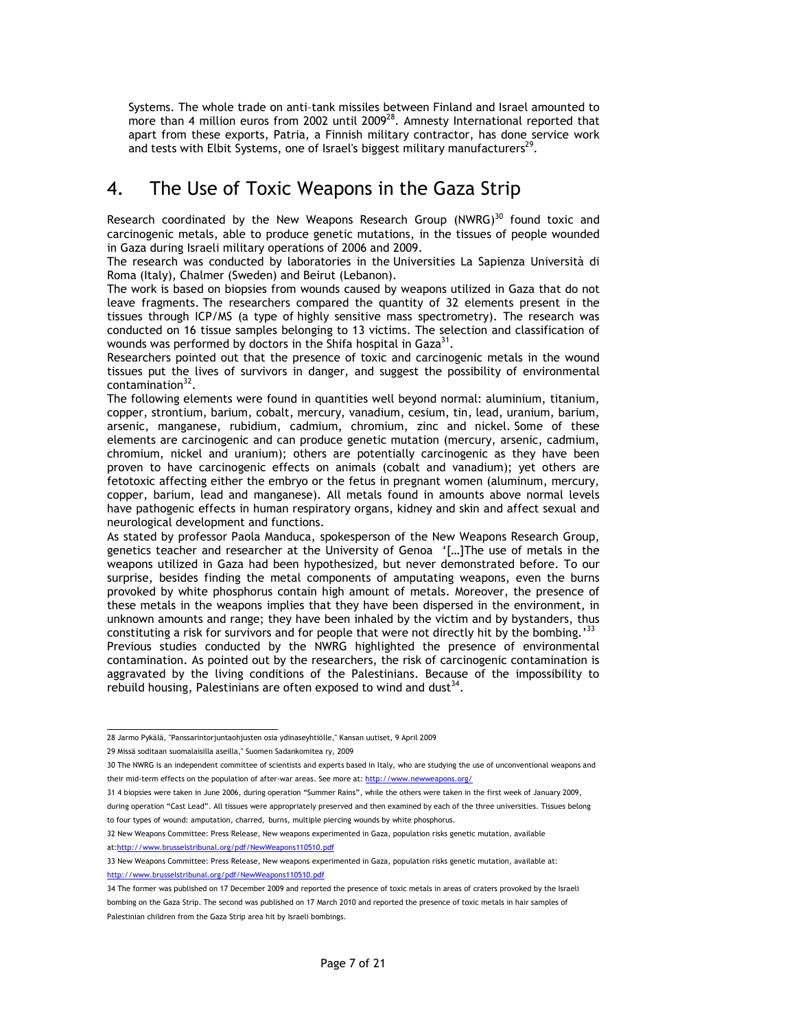Systems. The whole trade on anti–tank missiles between Finland and Israel amounted to more than 4 million euros from 2002 until 2009[28]. Amnesty International reported that apart from these exports, Patria, a Finnish military contractor, has done service work and tests with Elbit Systems, one of Israel's biggest military manufacturers[29].

## 4. The Use of Toxic Weapons in the Gaza Strip

Research coordinated by the New Weapons Research Group (NWRG)[30] found toxic and carcinogenic metals, able to produce genetic mutations, in the tissues of people wounded in Gaza during Israeli military operations of 2006 and 2009.

The research was conducted by laboratories in the Universities La Sapienza Università di Roma (Italy), Chalmer (Sweden) and Beirut (Lebanon).

The work is based on biopsies from wounds caused by weapons utilized in Gaza that do not leave fragments. The researchers compared the quantity of 32 elements present in the tissues through ICP/MS (a type of highly sensitive mass spectrometry). The research was conducted on 16 tissue samples belonging to 13 victims. The selection and classification of wounds was performed by doctors in the Shifa hospital in Gaza[31].

Researchers pointed out that the presence of toxic and carcinogenic metals in the wound tissues put the lives of survivors in danger, and suggest the possibility of environmental contamination[32].

The following elements were found in quantities well beyond normal: aluminium, titanium, copper, strontium, barium, cobalt, mercury, vanadium, cesium, tin, lead, uranium, barium, arsenic, manganese, rubidium, cadmium, chromium, zinc and nickel. Some of these elements are carcinogenic and can produce genetic mutation (mercury, arsenic, cadmium, chromium, nickel and uranium); others are potentially carcinogenic as they have been proven to have carcinogenic effects on animals (cobalt and vanadium); yet others are fetotoxic affecting either the embryo or the fetus in pregnant women (aluminum, mercury, copper, barium, lead and manganese). All metals found in amounts above normal levels have pathogenic effects in human respiratory organs, kidney and skin and affect sexual and neurological development and functions.

As stated by professor Paola Manduca, spokesperson of the New Weapons Research Group, genetics teacher and researcher at the University of Genoa '[…]The use of metals in the weapons utilized in Gaza had been hypothesized, but never demonstrated before. To our surprise, besides finding the metal components of amputating weapons, even the burns provoked by white phosphorus contain high amount of metals. Moreover, the presence of these metals in the weapons implies that they have been dispersed in the environment, in unknown amounts and range; they have been inhaled by the victim and by bystanders, thus constituting a risk for survivors and for people that were not directly hit by the bombing.'[33]

Previous studies conducted by the NWRG highlighted the presence of environmental contamination. As pointed out by the researchers, the risk of carcinogenic contamination is aggravated by the living conditions of the Palestinians. Because of the impossibility to rebuild housing, Palestinians are often exposed to wind and dust[34].

---

28 Jarmo Pykälä, "Panssarintorjuntaohjusten osia ydinaseyhtiölle," Kansan uutiset, 9 April 2009

29 Missä soditaan suomalaisilla aseilla," Suomen Sadankomitea ry, 2009

30 The NWRG is an independent committee of scientists and experts based in Italy, who are studying the use of unconventional weapons and their mid-term effects on the population of after-war areas. See more at: http://www.newweapons.org/

31 4 biopsies were taken in June 2006, during operation "Summer Rains", while the others were taken in the first week of January 2009, during operation "Cast Lead". All tissues were appropriately preserved and then examined by each of the three universities. Tissues belong to four types of wound: amputation, charred, burns, multiple piercing wounds by white phosphorus.

32 New Weapons Committee: Press Release, New weapons experimented in Gaza, population risks genetic mutation, available at:http://www.brusselstribunal.org/pdf/NewWeapons110510.pdf

33 New Weapons Committee: Press Release, New weapons experimented in Gaza, population risks genetic mutation, available at: http://www.brusselstribunal.org/pdf/NewWeapons110510.pdf

34 The former was published on 17 December 2009 and reported the presence of toxic metals in areas of craters provoked by the Israeli bombing on the Gaza Strip. The second was published on 17 March 2010 and reported the presence of toxic metals in hair samples of Palestinian children from the Gaza Strip area hit by Israeli bombings.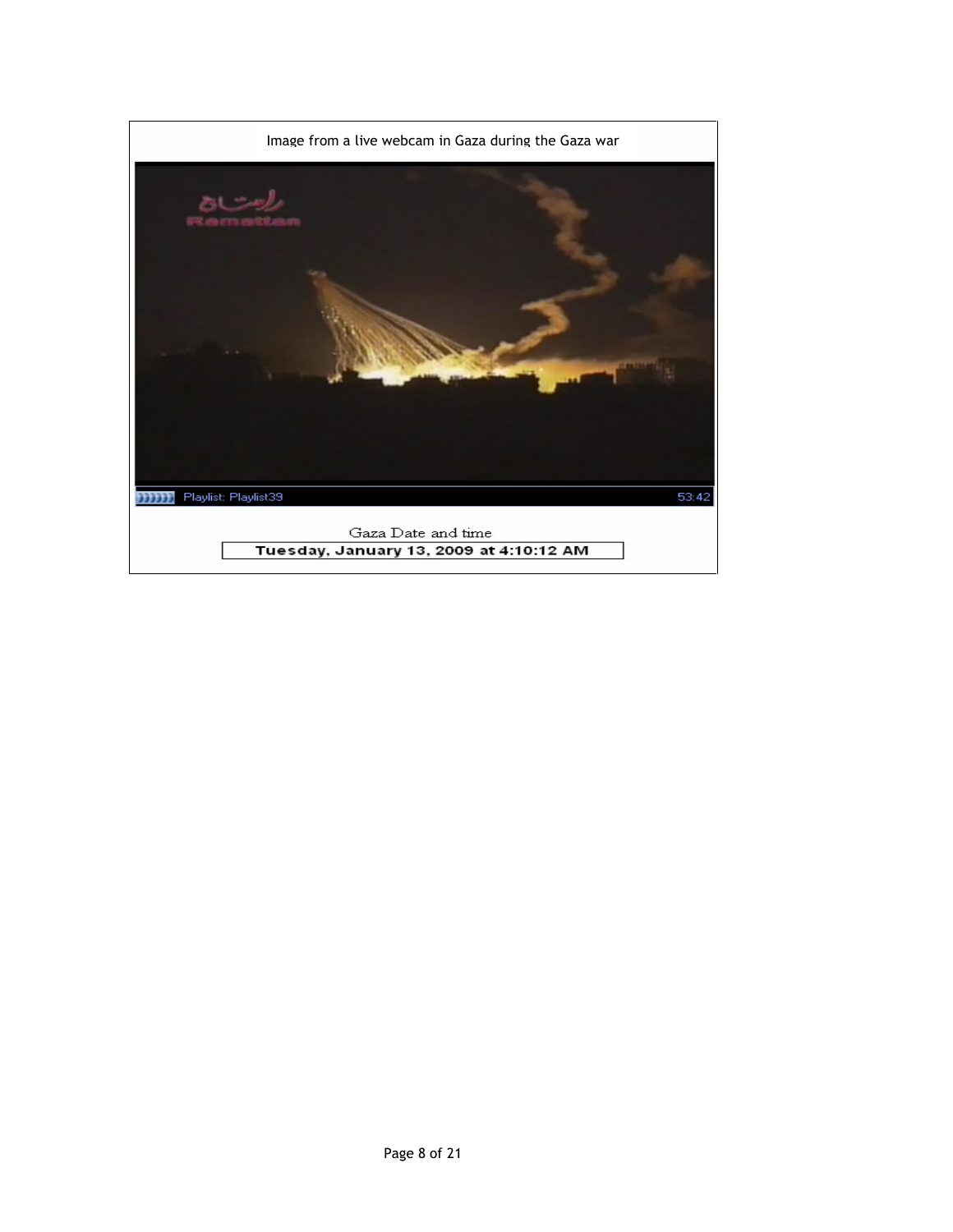Image from a live webcam in Gaza during the Gaza war

Gaza Date and time

Tuesday, January 13, 2009 at 4:10:12 AM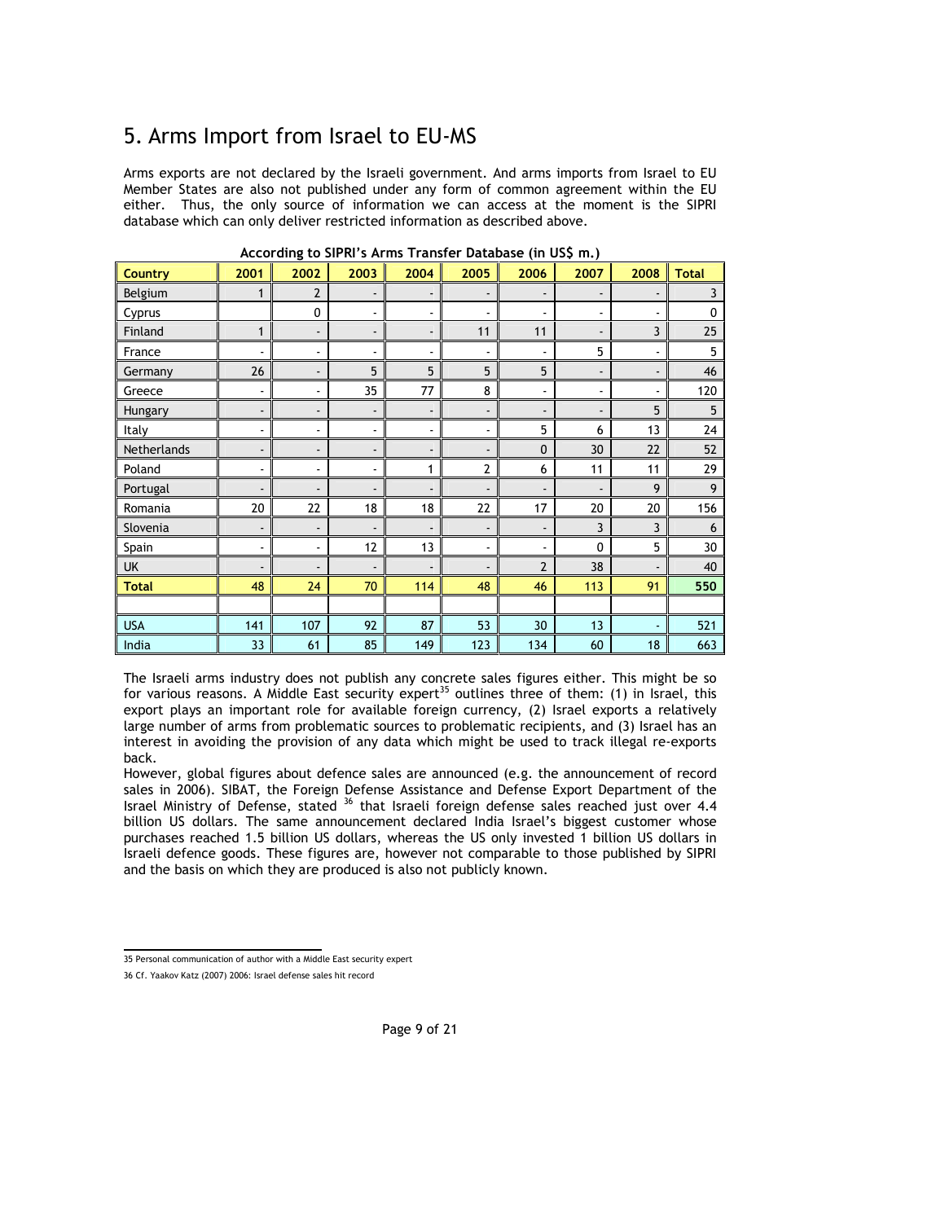# 5. Arms Import from Israel to EU-MS

Arms exports are not declared by the Israeli government. And arms imports from Israel to EU Member States are also not published under any form of common agreement within the EU either. Thus, the only source of information we can access at the moment is the SIPRI database which can only deliver restricted information as described above.

**According to SIPRI's Arms Transfer Database (in US$ m.)**

| Country | 2001 | 2002 | 2003 | 2004 | 2005 | 2006 | 2007 | 2008 | Total |
|---|---|---|---|---|---|---|---|---|---|
| Belgium | 1 | 2 | - | - | - | - | - | - | 3 |
| Cyprus | | 0 | - | - | - | - | - | - | 0 |
| Finland | 1 | - | - | - | 11 | 11 | - | 3 | 25 |
| France | - | - | - | - | - | - | 5 | - | 5 |
| Germany | 26 | - | 5 | 5 | 5 | 5 | - | - | 46 |
| Greece | - | - | 35 | 77 | 8 | - | - | - | 120 |
| Hungary | - | - | - | - | - | - | - | 5 | 5 |
| Italy | - | - | - | - | - | 5 | 6 | 13 | 24 |
| Netherlands | - | - | - | - | - | 0 | 30 | 22 | 52 |
| Poland | - | - | - | 1 | 2 | 6 | 11 | 11 | 29 |
| Portugal | - | - | - | - | - | - | - | 9 | 9 |
| Romania | 20 | 22 | 18 | 18 | 22 | 17 | 20 | 20 | 156 |
| Slovenia | - | - | - | - | - | - | 3 | 3 | 6 |
| Spain | - | - | 12 | 13 | - | - | 0 | 5 | 30 |
| UK | - | - | - | - | - | 2 | 38 | - | 40 |
| **Total** | 48 | 24 | 70 | 114 | 48 | 46 | 113 | 91 | **550** |
| | | | | | | | | | |
| USA | 141 | 107 | 92 | 87 | 53 | 30 | 13 | - | 521 |
| India | 33 | 61 | 85 | 149 | 123 | 134 | 60 | 18 | 663 |

The Israeli arms industry does not publish any concrete sales figures either. This might be so for various reasons. A Middle East security expert[35] outlines three of them: (1) in Israel, this export plays an important role for available foreign currency, (2) Israel exports a relatively large number of arms from problematic sources to problematic recipients, and (3) Israel has an interest in avoiding the provision of any data which might be used to track illegal re-exports back.

However, global figures about defence sales are announced (e.g. the announcement of record sales in 2006). SIBAT, the Foreign Defense Assistance and Defense Export Department of the Israel Ministry of Defense, stated [36] that Israeli foreign defense sales reached just over 4.4 billion US dollars. The same announcement declared India Israel's biggest customer whose purchases reached 1.5 billion US dollars, whereas the US only invested 1 billion US dollars in Israeli defence goods. These figures are, however not comparable to those published by SIPRI and the basis on which they are produced is also not publicly known.

---

35 Personal communication of author with a Middle East security expert

36 Cf. Yaakov Katz (2007) 2006: Israel defense sales hit record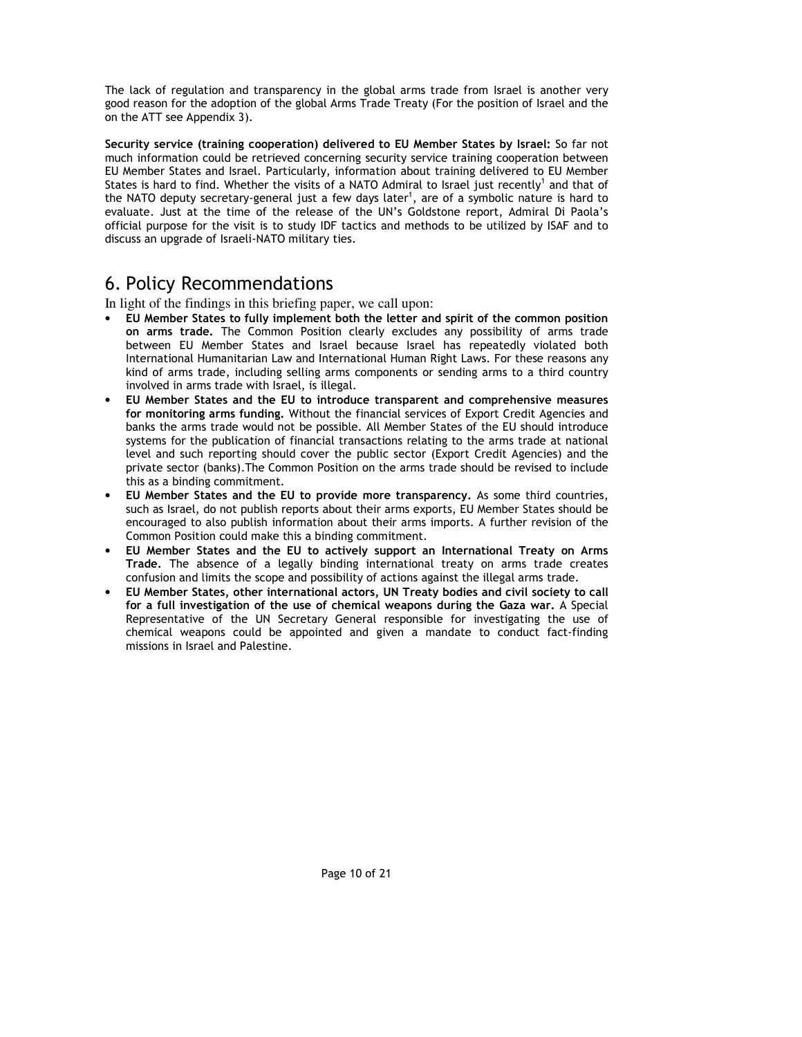The lack of regulation and transparency in the global arms trade from Israel is another very good reason for the adoption of the global Arms Trade Treaty (For the position of Israel and the on the ATT see Appendix 3).

**Security service (training cooperation) delivered to EU Member States by Israel:** So far not much information could be retrieved concerning security service training cooperation between EU Member States and Israel. Particularly, information about training delivered to EU Member States is hard to find. Whether the visits of a NATO Admiral to Israel just recently[1] and that of the NATO deputy secretary-general just a few days later[1], are of a symbolic nature is hard to evaluate. Just at the time of the release of the UN's Goldstone report, Admiral Di Paola's official purpose for the visit is to study IDF tactics and methods to be utilized by ISAF and to discuss an upgrade of Israeli-NATO military ties.

## 6. Policy Recommendations

In light of the findings in this briefing paper, we call upon:

- **EU Member States to fully implement both the letter and spirit of the common position on arms trade.** The Common Position clearly excludes any possibility of arms trade between EU Member States and Israel because Israel has repeatedly violated both International Humanitarian Law and International Human Right Laws. For these reasons any kind of arms trade, including selling arms components or sending arms to a third country involved in arms trade with Israel, is illegal.
- **EU Member States and the EU to introduce transparent and comprehensive measures for monitoring arms funding.** Without the financial services of Export Credit Agencies and banks the arms trade would not be possible. All Member States of the EU should introduce systems for the publication of financial transactions relating to the arms trade at national level and such reporting should cover the public sector (Export Credit Agencies) and the private sector (banks).The Common Position on the arms trade should be revised to include this as a binding commitment.
- **EU Member States and the EU to provide more transparency.** As some third countries, such as Israel, do not publish reports about their arms exports, EU Member States should be encouraged to also publish information about their arms imports. A further revision of the Common Position could make this a binding commitment.
- **EU Member States and the EU to actively support an International Treaty on Arms Trade.** The absence of a legally binding international treaty on arms trade creates confusion and limits the scope and possibility of actions against the illegal arms trade.
- **EU Member States, other international actors, UN Treaty bodies and civil society to call for a full investigation of the use of chemical weapons during the Gaza war.** A Special Representative of the UN Secretary General responsible for investigating the use of chemical weapons could be appointed and given a mandate to conduct fact-finding missions in Israel and Palestine.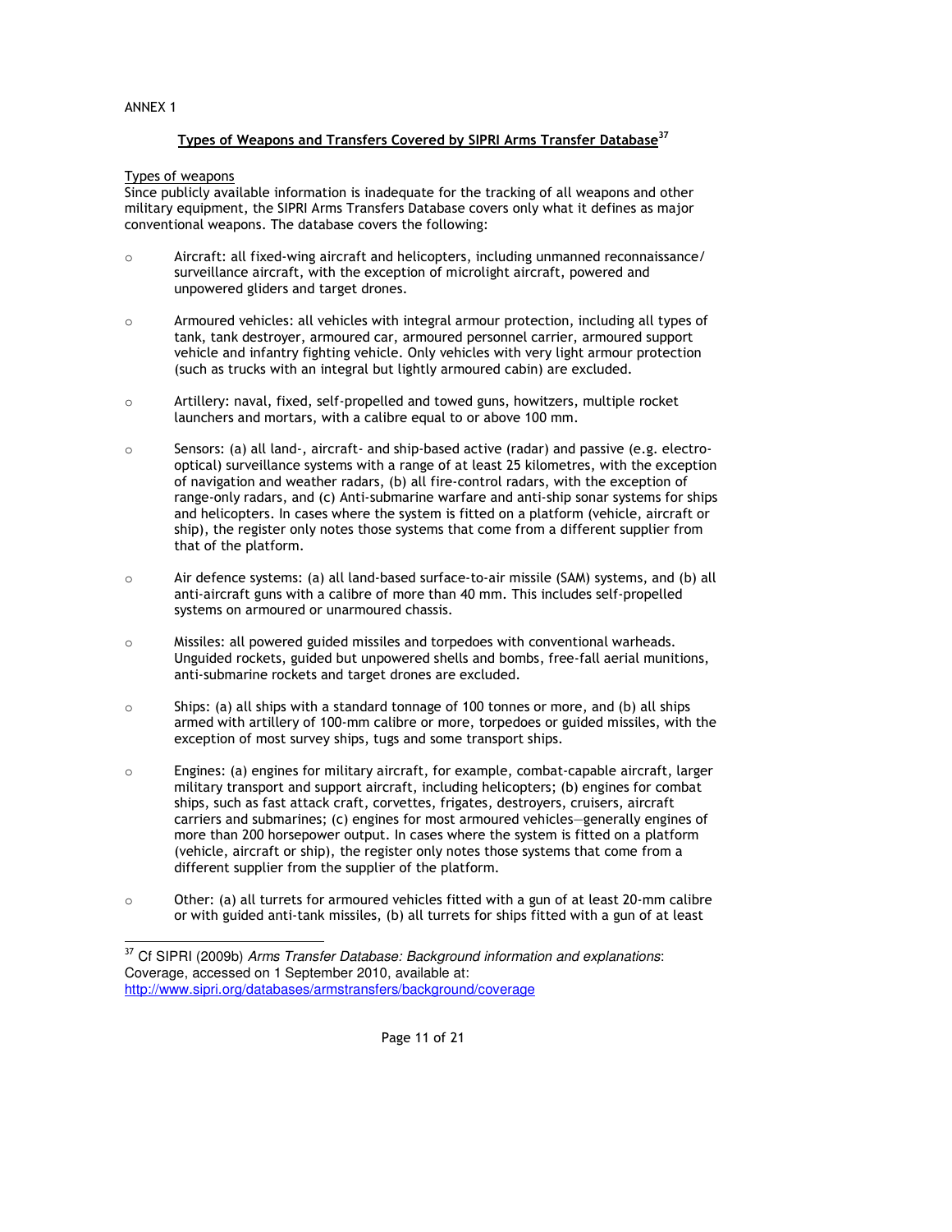ANNEX 1

## Types of Weapons and Transfers Covered by SIPRI Arms Transfer Database[37]

Types of weapons

Since publicly available information is inadequate for the tracking of all weapons and other military equipment, the SIPRI Arms Transfers Database covers only what it defines as major conventional weapons. The database covers the following:

- Aircraft: all fixed-wing aircraft and helicopters, including unmanned reconnaissance/ surveillance aircraft, with the exception of microlight aircraft, powered and unpowered gliders and target drones.

- Armoured vehicles: all vehicles with integral armour protection, including all types of tank, tank destroyer, armoured car, armoured personnel carrier, armoured support vehicle and infantry fighting vehicle. Only vehicles with very light armour protection (such as trucks with an integral but lightly armoured cabin) are excluded.

- Artillery: naval, fixed, self-propelled and towed guns, howitzers, multiple rocket launchers and mortars, with a calibre equal to or above 100 mm.

- Sensors: (a) all land-, aircraft- and ship-based active (radar) and passive (e.g. electro-optical) surveillance systems with a range of at least 25 kilometres, with the exception of navigation and weather radars, (b) all fire-control radars, with the exception of range-only radars, and (c) Anti-submarine warfare and anti-ship sonar systems for ships and helicopters. In cases where the system is fitted on a platform (vehicle, aircraft or ship), the register only notes those systems that come from a different supplier from that of the platform.

- Air defence systems: (a) all land-based surface-to-air missile (SAM) systems, and (b) all anti-aircraft guns with a calibre of more than 40 mm. This includes self-propelled systems on armoured or unarmoured chassis.

- Missiles: all powered guided missiles and torpedoes with conventional warheads. Unguided rockets, guided but unpowered shells and bombs, free-fall aerial munitions, anti-submarine rockets and target drones are excluded.

- Ships: (a) all ships with a standard tonnage of 100 tonnes or more, and (b) all ships armed with artillery of 100-mm calibre or more, torpedoes or guided missiles, with the exception of most survey ships, tugs and some transport ships.

- Engines: (a) engines for military aircraft, for example, combat-capable aircraft, larger military transport and support aircraft, including helicopters; (b) engines for combat ships, such as fast attack craft, corvettes, frigates, destroyers, cruisers, aircraft carriers and submarines; (c) engines for most armoured vehicles—generally engines of more than 200 horsepower output. In cases where the system is fitted on a platform (vehicle, aircraft or ship), the register only notes those systems that come from a different supplier from the supplier of the platform.

- Other: (a) all turrets for armoured vehicles fitted with a gun of at least 20-mm calibre or with guided anti-tank missiles, (b) all turrets for ships fitted with a gun of at least

---

[37] Cf SIPRI (2009b) *Arms Transfer Database: Background information and explanations*: Coverage, accessed on 1 September 2010, available at: http://www.sipri.org/databases/armstransfers/background/coverage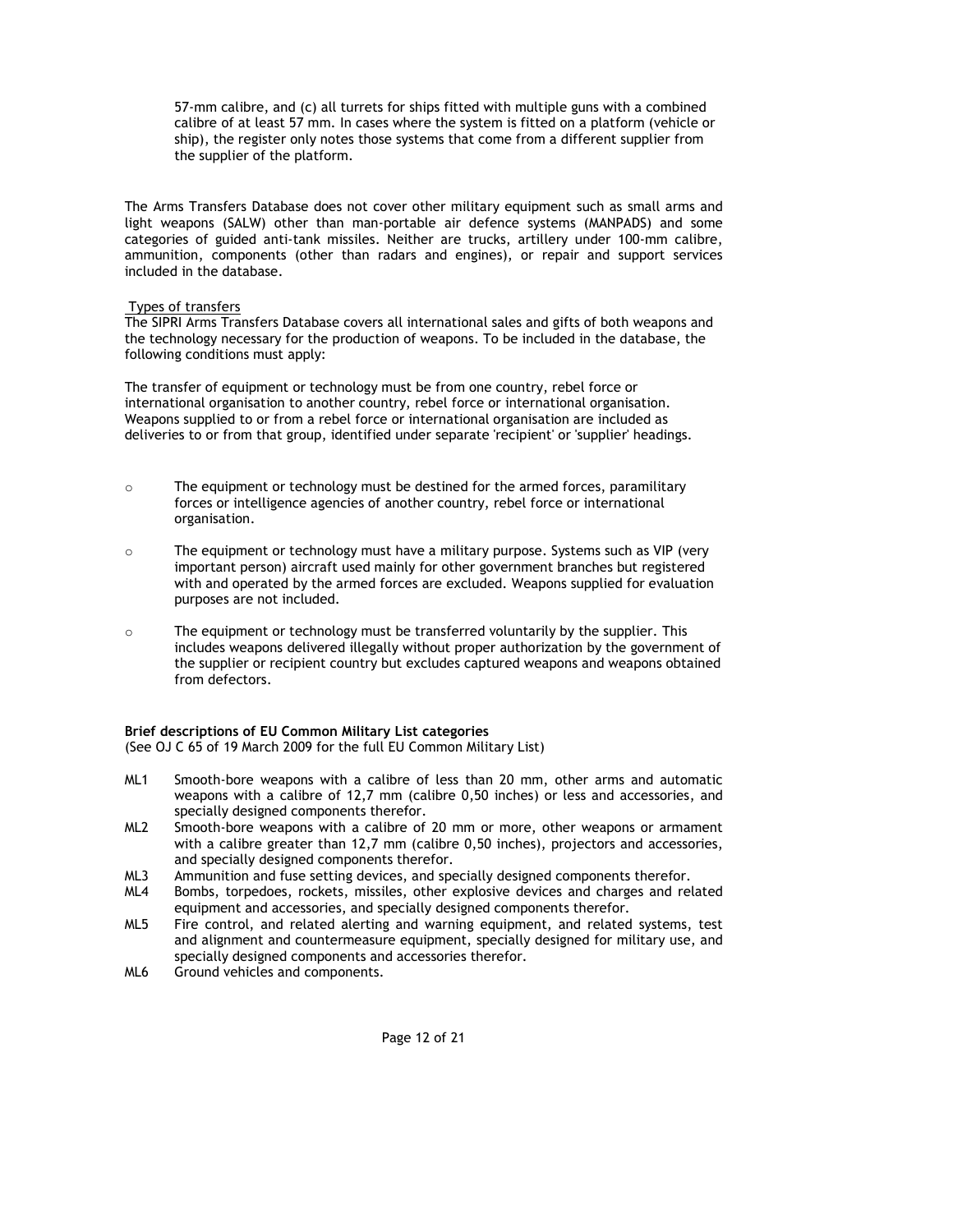57-mm calibre, and (c) all turrets for ships fitted with multiple guns with a combined calibre of at least 57 mm. In cases where the system is fitted on a platform (vehicle or ship), the register only notes those systems that come from a different supplier from the supplier of the platform.

The Arms Transfers Database does not cover other military equipment such as small arms and light weapons (SALW) other than man-portable air defence systems (MANPADS) and some categories of guided anti-tank missiles. Neither are trucks, artillery under 100-mm calibre, ammunition, components (other than radars and engines), or repair and support services included in the database.

Types of transfers

The SIPRI Arms Transfers Database covers all international sales and gifts of both weapons and the technology necessary for the production of weapons. To be included in the database, the following conditions must apply:

The transfer of equipment or technology must be from one country, rebel force or international organisation to another country, rebel force or international organisation. Weapons supplied to or from a rebel force or international organisation are included as deliveries to or from that group, identified under separate 'recipient' or 'supplier' headings.

- The equipment or technology must be destined for the armed forces, paramilitary forces or intelligence agencies of another country, rebel force or international organisation.
- The equipment or technology must have a military purpose. Systems such as VIP (very important person) aircraft used mainly for other government branches but registered with and operated by the armed forces are excluded. Weapons supplied for evaluation purposes are not included.
- The equipment or technology must be transferred voluntarily by the supplier. This includes weapons delivered illegally without proper authorization by the government of the supplier or recipient country but excludes captured weapons and weapons obtained from defectors.

**Brief descriptions of EU Common Military List categories**
(See OJ C 65 of 19 March 2009 for the full EU Common Military List)

- ML1 Smooth-bore weapons with a calibre of less than 20 mm, other arms and automatic weapons with a calibre of 12,7 mm (calibre 0,50 inches) or less and accessories, and specially designed components therefor.
- ML2 Smooth-bore weapons with a calibre of 20 mm or more, other weapons or armament with a calibre greater than 12,7 mm (calibre 0,50 inches), projectors and accessories, and specially designed components therefor.
- ML3 Ammunition and fuse setting devices, and specially designed components therefor.
- ML4 Bombs, torpedoes, rockets, missiles, other explosive devices and charges and related equipment and accessories, and specially designed components therefor.
- ML5 Fire control, and related alerting and warning equipment, and related systems, test and alignment and countermeasure equipment, specially designed for military use, and specially designed components and accessories therefor.
- ML6 Ground vehicles and components.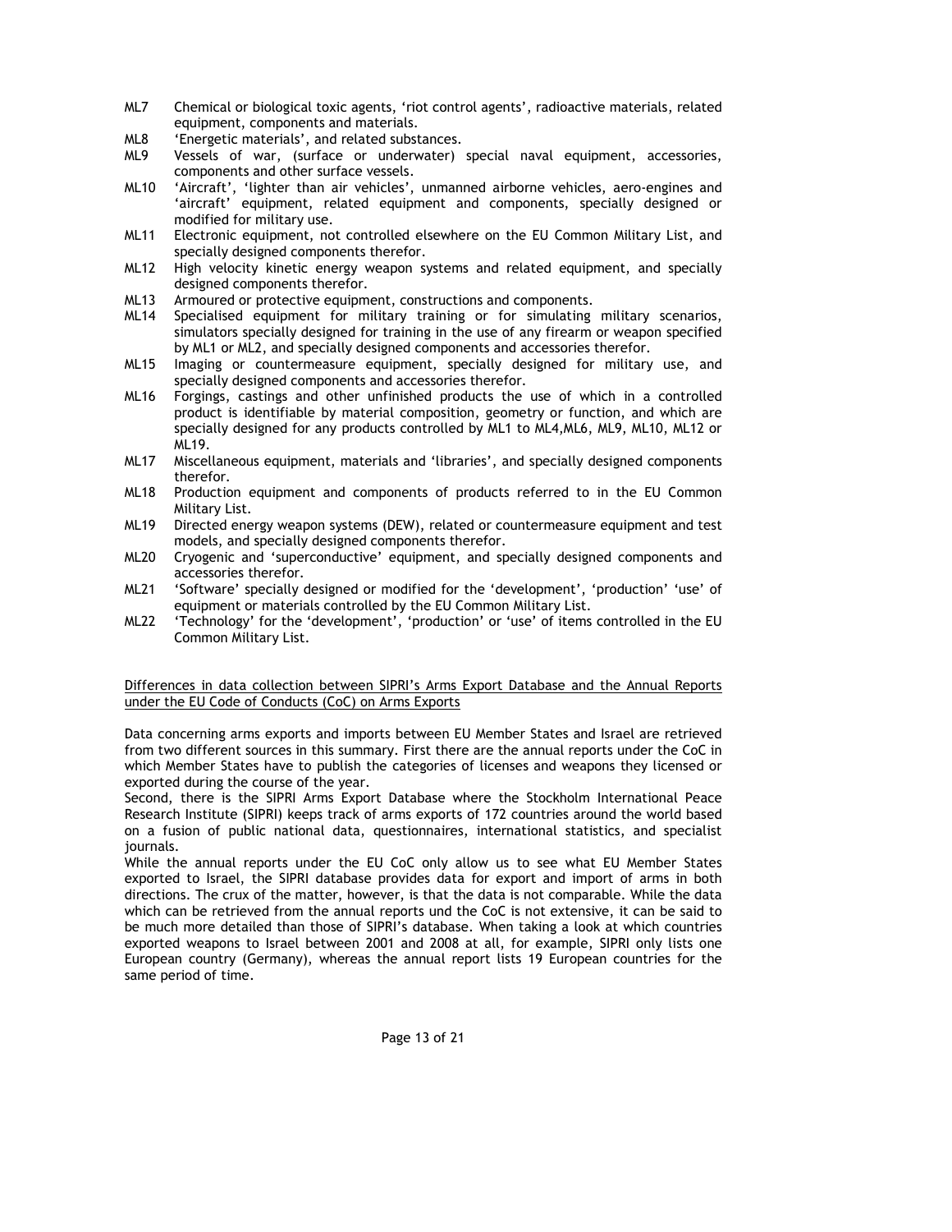ML7 Chemical or biological toxic agents, 'riot control agents', radioactive materials, related equipment, components and materials.

ML8 'Energetic materials', and related substances.

ML9 Vessels of war, (surface or underwater) special naval equipment, accessories, components and other surface vessels.

ML10 'Aircraft', 'lighter than air vehicles', unmanned airborne vehicles, aero-engines and 'aircraft' equipment, related equipment and components, specially designed or modified for military use.

ML11 Electronic equipment, not controlled elsewhere on the EU Common Military List, and specially designed components therefor.

ML12 High velocity kinetic energy weapon systems and related equipment, and specially designed components therefor.

ML13 Armoured or protective equipment, constructions and components.

ML14 Specialised equipment for military training or for simulating military scenarios, simulators specially designed for training in the use of any firearm or weapon specified by ML1 or ML2, and specially designed components and accessories therefor.

ML15 Imaging or countermeasure equipment, specially designed for military use, and specially designed components and accessories therefor.

ML16 Forgings, castings and other unfinished products the use of which in a controlled product is identifiable by material composition, geometry or function, and which are specially designed for any products controlled by ML1 to ML4,ML6, ML9, ML10, ML12 or ML19.

ML17 Miscellaneous equipment, materials and 'libraries', and specially designed components therefor.

ML18 Production equipment and components of products referred to in the EU Common Military List.

ML19 Directed energy weapon systems (DEW), related or countermeasure equipment and test models, and specially designed components therefor.

ML20 Cryogenic and 'superconductive' equipment, and specially designed components and accessories therefor.

ML21 'Software' specially designed or modified for the 'development', 'production' 'use' of equipment or materials controlled by the EU Common Military List.

ML22 'Technology' for the 'development', 'production' or 'use' of items controlled in the EU Common Military List.

<u>Differences in data collection between SIPRI's Arms Export Database and the Annual Reports under the EU Code of Conducts (CoC) on Arms Exports</u>

Data concerning arms exports and imports between EU Member States and Israel are retrieved from two different sources in this summary. First there are the annual reports under the CoC in which Member States have to publish the categories of licenses and weapons they licensed or exported during the course of the year.

Second, there is the SIPRI Arms Export Database where the Stockholm International Peace Research Institute (SIPRI) keeps track of arms exports of 172 countries around the world based on a fusion of public national data, questionnaires, international statistics, and specialist journals.

While the annual reports under the EU CoC only allow us to see what EU Member States exported to Israel, the SIPRI database provides data for export and import of arms in both directions. The crux of the matter, however, is that the data is not comparable. While the data which can be retrieved from the annual reports und the CoC is not extensive, it can be said to be much more detailed than those of SIPRI's database. When taking a look at which countries exported weapons to Israel between 2001 and 2008 at all, for example, SIPRI only lists one European country (Germany), whereas the annual report lists 19 European countries for the same period of time.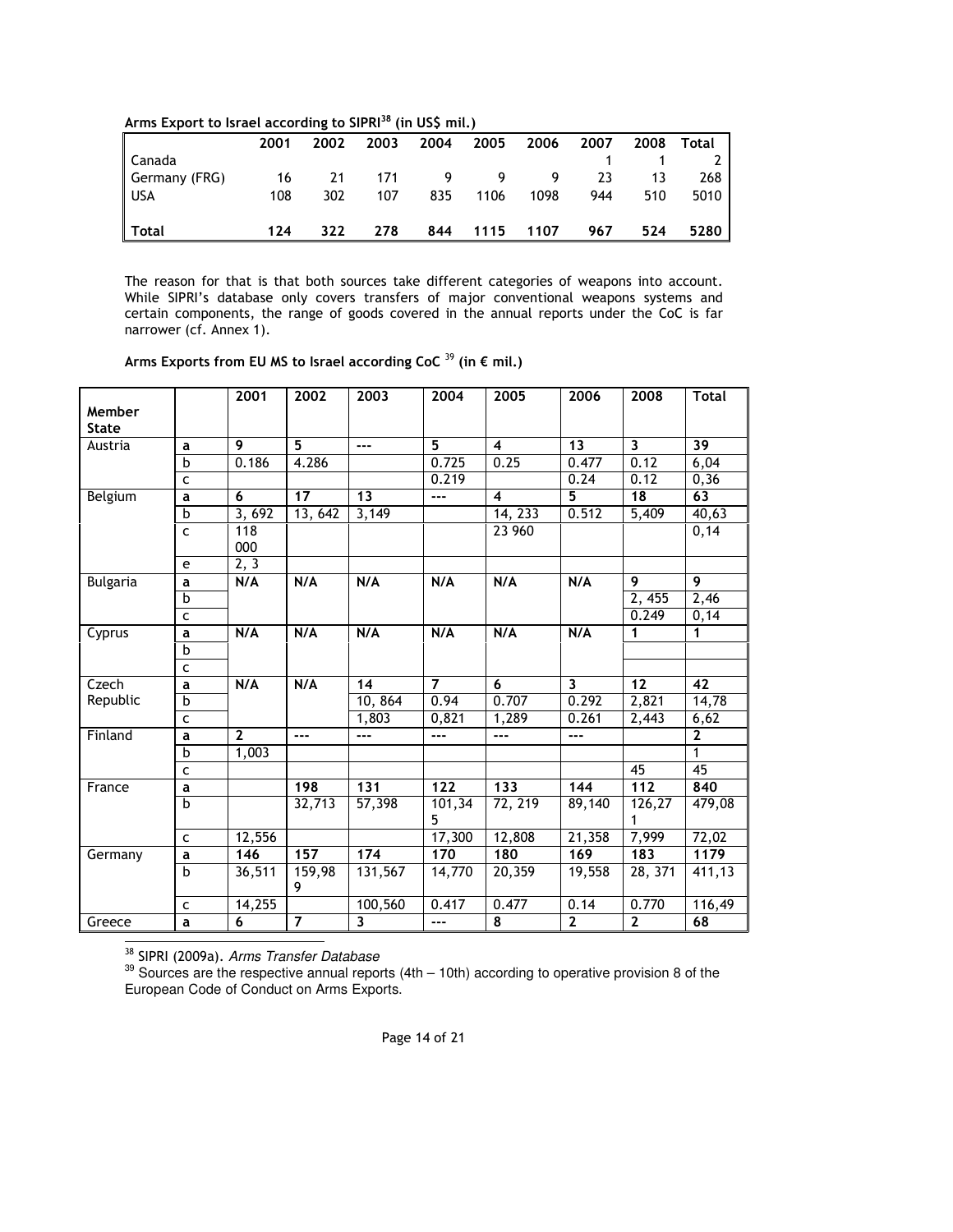**Arms Export to Israel according to SIPRI[38] (in US$ mil.)**

| | 2001 | 2002 | 2003 | 2004 | 2005 | 2006 | 2007 | 2008 | Total |
|---|---|---|---|---|---|---|---|---|---|
| Canada | | | | | | | 1 | 1 | 2 |
| Germany (FRG) | 16 | 21 | 171 | 9 | 9 | 9 | 23 | 13 | 268 |
| USA | 108 | 302 | 107 | 835 | 1106 | 1098 | 944 | 510 | 5010 |
| **Total** | **124** | **322** | **278** | **844** | **1115** | **1107** | **967** | **524** | **5280** |

The reason for that is that both sources take different categories of weapons into account. While SIPRI's database only covers transfers of major conventional weapons systems and certain components, the range of goods covered in the annual reports under the CoC is far narrower (cf. Annex 1).

**Arms Exports from EU MS to Israel according CoC [39] (in € mil.)**

| Member State | | 2001 | 2002 | 2003 | 2004 | 2005 | 2006 | 2008 | Total |
|---|---|---|---|---|---|---|---|---|---|
| Austria | **a** | **9** | **5** | **---** | **5** | **4** | **13** | **3** | **39** |
| | b | 0.186 | 4.286 | | 0.725 | 0.25 | 0.477 | 0.12 | 6,04 |
| | c | | | | 0.219 | | 0.24 | 0.12 | 0,36 |
| Belgium | **a** | **6** | **17** | **13** | **---** | **4** | **5** | **18** | **63** |
| | b | 3, 692 | 13, 642 | 3,149 | | 14, 233 | 0.512 | 5,409 | 40,63 |
| | c | 118 000 | | | | 23 960 | | | 0,14 |
| | e | 2, 3 | | | | | | | |
| Bulgaria | **a** | **N/A** | **N/A** | **N/A** | **N/A** | **N/A** | **N/A** | **9** | **9** |
| | b | | | | | | | 2, 455 | 2,46 |
| | c | | | | | | | 0.249 | 0,14 |
| Cyprus | **a** | **N/A** | **N/A** | **N/A** | **N/A** | **N/A** | **N/A** | **1** | **1** |
| | b | | | | | | | | |
| | c | | | | | | | | |
| Czech Republic | **a** | **N/A** | **N/A** | **14** | **7** | **6** | **3** | **12** | **42** |
| | b | | | 10, 864 | 0.94 | 0.707 | 0.292 | 2,821 | 14,78 |
| | c | | | 1,803 | 0,821 | 1,289 | 0.261 | 2,443 | 6,62 |
| Finland | **a** | **2** | **---** | **---** | **---** | **---** | **---** | | **2** |
| | b | 1,003 | | | | | | | 1 |
| | c | | | | | | | 45 | 45 |
| France | **a** | | **198** | **131** | **122** | **133** | **144** | **112** | **840** |
| | b | | 32,713 | 57,398 | 101,345 | 72, 219 | 89,140 | 126,271 | 479,08 |
| | c | 12,556 | | | 17,300 | 12,808 | 21,358 | 7,999 | 72,02 |
| Germany | **a** | **146** | **157** | **174** | **170** | **180** | **169** | **183** | **1179** |
| | b | 36,511 | 159,989 | 131,567 | 14,770 | 20,359 | 19,558 | 28, 371 | 411,13 |
| | c | 14,255 | | 100,560 | 0.417 | 0.477 | 0.14 | 0.770 | 116,49 |
| Greece | **a** | **6** | **7** | **3** | **---** | **8** | **2** | **2** | **68** |

[38] SIPRI (2009a). *Arms Transfer Database*

[39] Sources are the respective annual reports (4th – 10th) according to operative provision 8 of the European Code of Conduct on Arms Exports.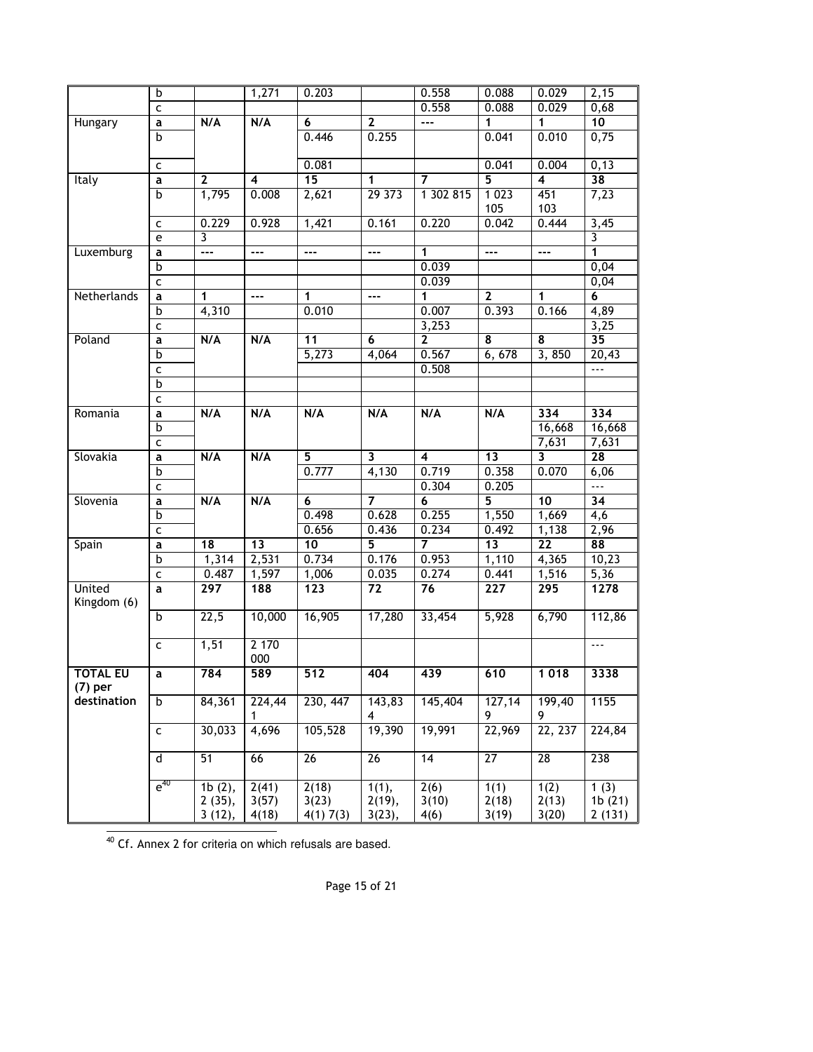| | b | | 1,271 | 0.203 | | 0.558 | 0.088 | 0.029 | 2,15 |
|---|---|---|---|---|---|---|---|---|---|
| | c | | | | | 0.558 | 0.088 | 0.029 | 0,68 |
| Hungary | a | N/A | N/A | 6 | 2 | --- | 1 | 1 | 10 |
| | b | | | 0.446 | 0.255 | | 0.041 | 0.010 | 0,75 |
| | c | | | 0.081 | | | 0.041 | 0.004 | 0,13 |
| Italy | a | 2 | 4 | 15 | 1 | 7 | 5 | 4 | 38 |
| | b | 1,795 | 0.008 | 2,621 | 29 373 | 1 302 815 | 1 023 105 | 451 103 | 7,23 |
| | c | 0.229 | 0.928 | 1,421 | 0.161 | 0.220 | 0.042 | 0.444 | 3,45 |
| | e | 3 | | | | | | | 3 |
| Luxemburg | a | --- | --- | --- | --- | 1 | --- | --- | 1 |
| | b | | | | | 0.039 | | | 0,04 |
| | c | | | | | 0.039 | | | 0,04 |
| Netherlands | a | 1 | --- | 1 | --- | 1 | 2 | 1 | 6 |
| | b | 4,310 | | 0.010 | | 0.007 | 0.393 | 0.166 | 4,89 |
| | c | | | | | 3,253 | | | 3,25 |
| Poland | a | N/A | N/A | 11 | 6 | 2 | 8 | 8 | 35 |
| | b | | | 5,273 | 4,064 | 0.567 | 6, 678 | 3, 850 | 20,43 |
| | c | | | | | 0.508 | | | --- |
| | b | | | | | | | | |
| | c | | | | | | | | |
| Romania | a | N/A | N/A | N/A | N/A | N/A | N/A | 334 | 334 |
| | b | | | | | | | 16,668 | 16,668 |
| | c | | | | | | | 7,631 | 7,631 |
| Slovakia | a | N/A | N/A | 5 | 3 | 4 | 13 | 3 | 28 |
| | b | | | 0.777 | 4,130 | 0.719 | 0.358 | 0.070 | 6,06 |
| | c | | | | | 0.304 | 0.205 | | --- |
| Slovenia | a | N/A | N/A | 6 | 7 | 6 | 5 | 10 | 34 |
| | b | | | 0.498 | 0.628 | 0.255 | 1,550 | 1,669 | 4,6 |
| | c | | | 0.656 | 0.436 | 0.234 | 0.492 | 1,138 | 2,96 |
| Spain | a | 18 | 13 | 10 | 5 | 7 | 13 | 22 | 88 |
| | b | 1,314 | 2,531 | 0.734 | 0.176 | 0.953 | 1,110 | 4,365 | 10,23 |
| | c | 0.487 | 1,597 | 1,006 | 0.035 | 0.274 | 0.441 | 1,516 | 5,36 |
| United Kingdom (6) | a | 297 | 188 | 123 | 72 | 76 | 227 | 295 | 1278 |
| | b | 22,5 | 10,000 | 16,905 | 17,280 | 33,454 | 5,928 | 6,790 | 112,86 |
| | c | 1,51 | 2 170 000 | | | | | | --- |
| **TOTAL EU (7) per destination** | a | 784 | 589 | 512 | 404 | 439 | 610 | 1 018 | 3338 |
| | b | 84,361 | 224,441 | 230, 447 | 143,834 | 145,404 | 127,149 | 199,409 | 1155 |
| | c | 30,033 | 4,696 | 105,528 | 19,390 | 19,991 | 22,969 | 22, 237 | 224,84 |
| | d | 51 | 66 | 26 | 26 | 14 | 27 | 28 | 238 |
| | e[40] | 1b (2), 2 (35), 3 (12), | 2(41) 3(57) 4(18) | 2(18) 3(23) 4(1) 7(3) | 1(1), 2(19), 3(23), | 2(6) 3(10) 4(6) | 1(1) 2(18) 3(19) | 1(2) 2(13) 3(20) | 1 (3) 1b (21) 2 (131) |

[40] Cf. Annex 2 for criteria on which refusals are based.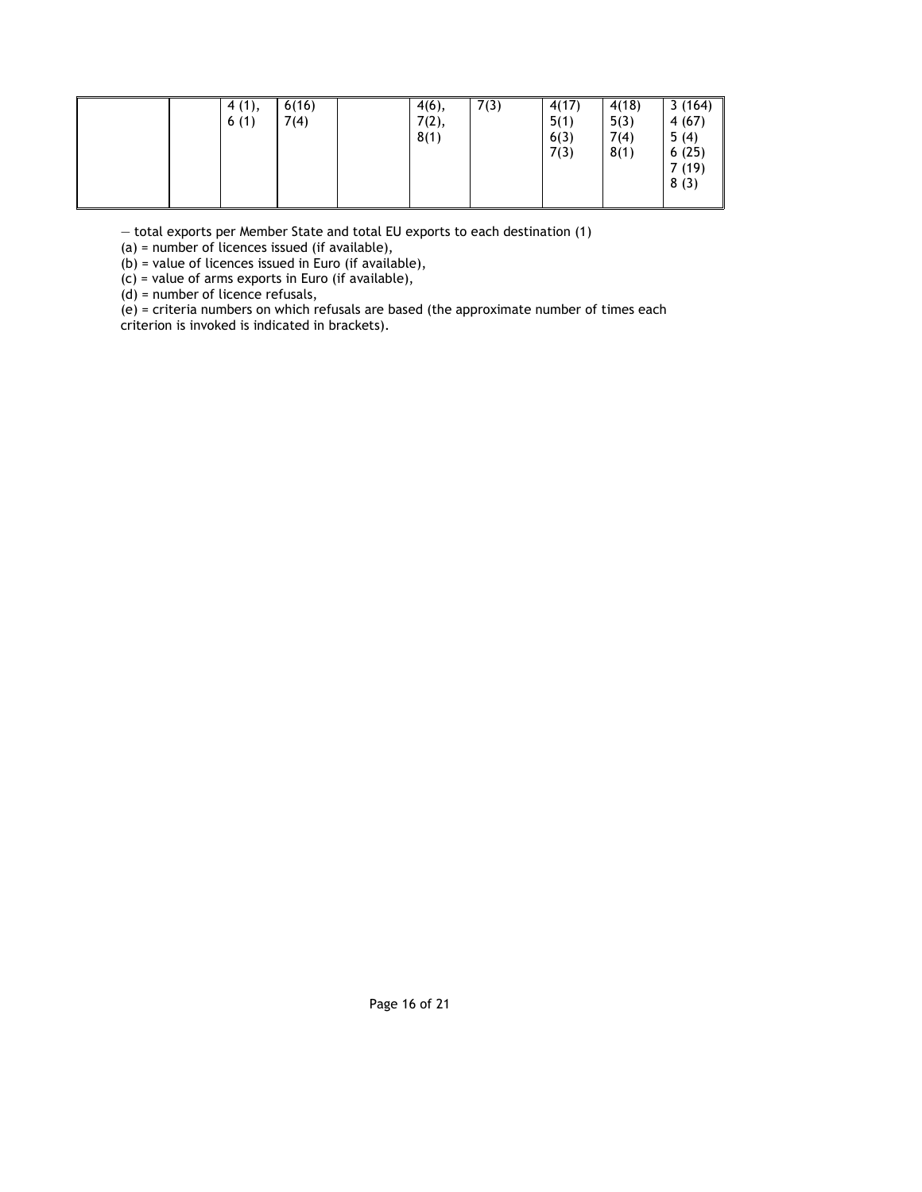|  |  |  |  |  |  |  |  |  |  |
|---|---|---|---|---|---|---|---|---|---|
|  |  | 4 (1), 6 (1) | 6(16) 7(4) |  | 4(6), 7(2), 8(1) | 7(3) | 4(17) 5(1) 6(3) 7(3) | 4(18) 5(3) 7(4) 8(1) | 3 (164) 4 (67) 5 (4) 6 (25) 7 (19) 8 (3) |

— total exports per Member State and total EU exports to each destination (1)

(a) = number of licences issued (if available),

(b) = value of licences issued in Euro (if available),

(c) = value of arms exports in Euro (if available),

(d) = number of licence refusals,

(e) = criteria numbers on which refusals are based (the approximate number of times each criterion is invoked is indicated in brackets).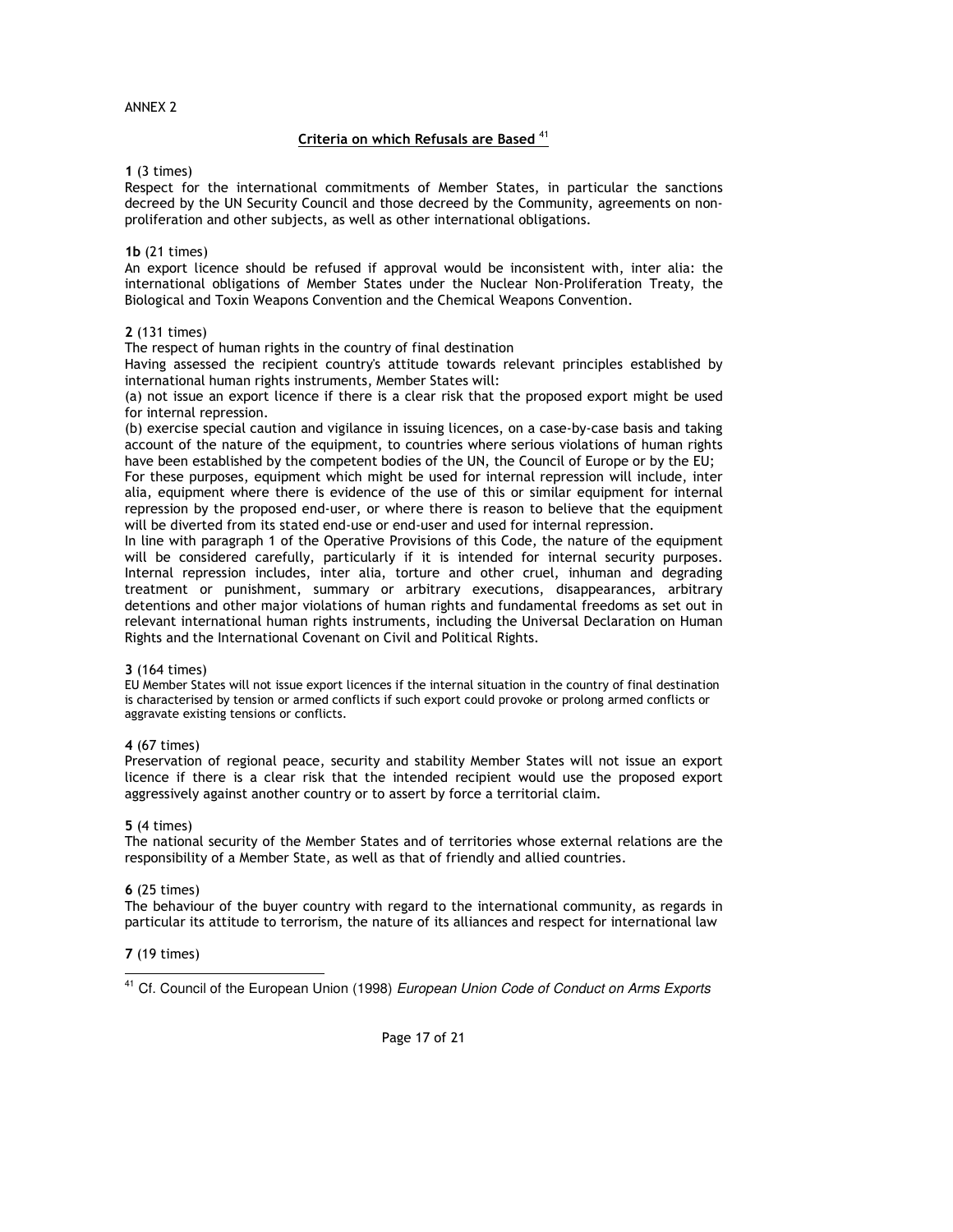ANNEX 2

## Criteria on which Refusals are Based [41]

**1** (3 times)
Respect for the international commitments of Member States, in particular the sanctions decreed by the UN Security Council and those decreed by the Community, agreements on non-proliferation and other subjects, as well as other international obligations.

**1b** (21 times)
An export licence should be refused if approval would be inconsistent with, inter alia: the international obligations of Member States under the Nuclear Non-Proliferation Treaty, the Biological and Toxin Weapons Convention and the Chemical Weapons Convention.

**2** (131 times)
The respect of human rights in the country of final destination
Having assessed the recipient country's attitude towards relevant principles established by international human rights instruments, Member States will:
(a) not issue an export licence if there is a clear risk that the proposed export might be used for internal repression.
(b) exercise special caution and vigilance in issuing licences, on a case-by-case basis and taking account of the nature of the equipment, to countries where serious violations of human rights have been established by the competent bodies of the UN, the Council of Europe or by the EU;
For these purposes, equipment which might be used for internal repression will include, inter alia, equipment where there is evidence of the use of this or similar equipment for internal repression by the proposed end-user, or where there is reason to believe that the equipment will be diverted from its stated end-use or end-user and used for internal repression.
In line with paragraph 1 of the Operative Provisions of this Code, the nature of the equipment will be considered carefully, particularly if it is intended for internal security purposes. Internal repression includes, inter alia, torture and other cruel, inhuman and degrading treatment or punishment, summary or arbitrary executions, disappearances, arbitrary detentions and other major violations of human rights and fundamental freedoms as set out in relevant international human rights instruments, including the Universal Declaration on Human Rights and the International Covenant on Civil and Political Rights.

**3** (164 times)
EU Member States will not issue export licences if the internal situation in the country of final destination is characterised by tension or armed conflicts if such export could provoke or prolong armed conflicts or aggravate existing tensions or conflicts.

**4** (67 times)
Preservation of regional peace, security and stability Member States will not issue an export licence if there is a clear risk that the intended recipient would use the proposed export aggressively against another country or to assert by force a territorial claim.

**5** (4 times)
The national security of the Member States and of territories whose external relations are the responsibility of a Member State, as well as that of friendly and allied countries.

**6** (25 times)
The behaviour of the buyer country with regard to the international community, as regards in particular its attitude to terrorism, the nature of its alliances and respect for international law

**7** (19 times)

---

[41] Cf. Council of the European Union (1998) *European Union Code of Conduct on Arms Exports*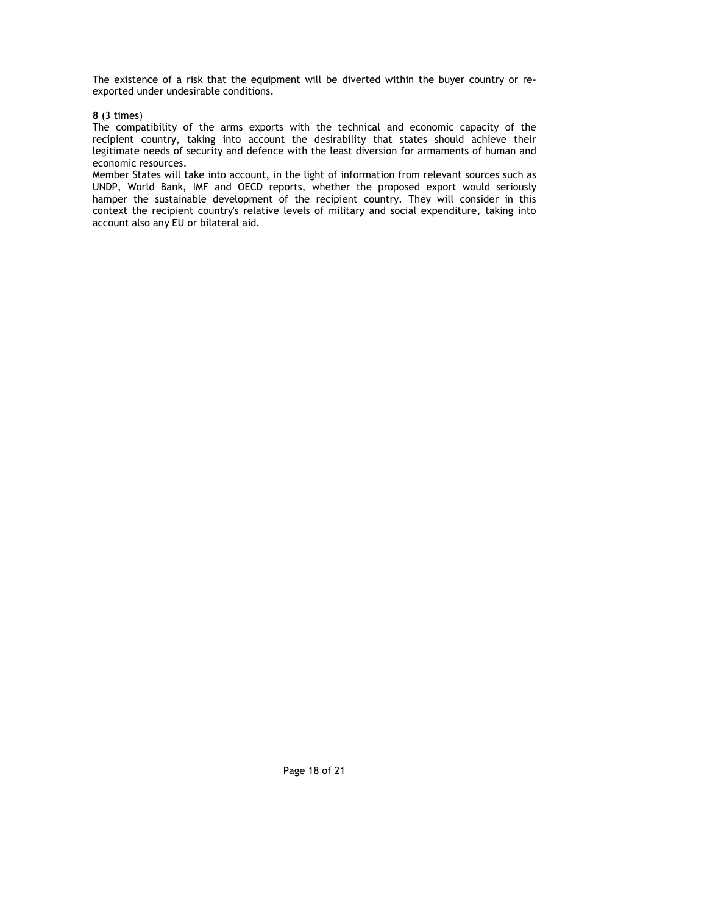The existence of a risk that the equipment will be diverted within the buyer country or re-exported under undesirable conditions.

**8** (3 times)
The compatibility of the arms exports with the technical and economic capacity of the recipient country, taking into account the desirability that states should achieve their legitimate needs of security and defence with the least diversion for armaments of human and economic resources.
Member States will take into account, in the light of information from relevant sources such as UNDP, World Bank, IMF and OECD reports, whether the proposed export would seriously hamper the sustainable development of the recipient country. They will consider in this context the recipient country's relative levels of military and social expenditure, taking into account also any EU or bilateral aid.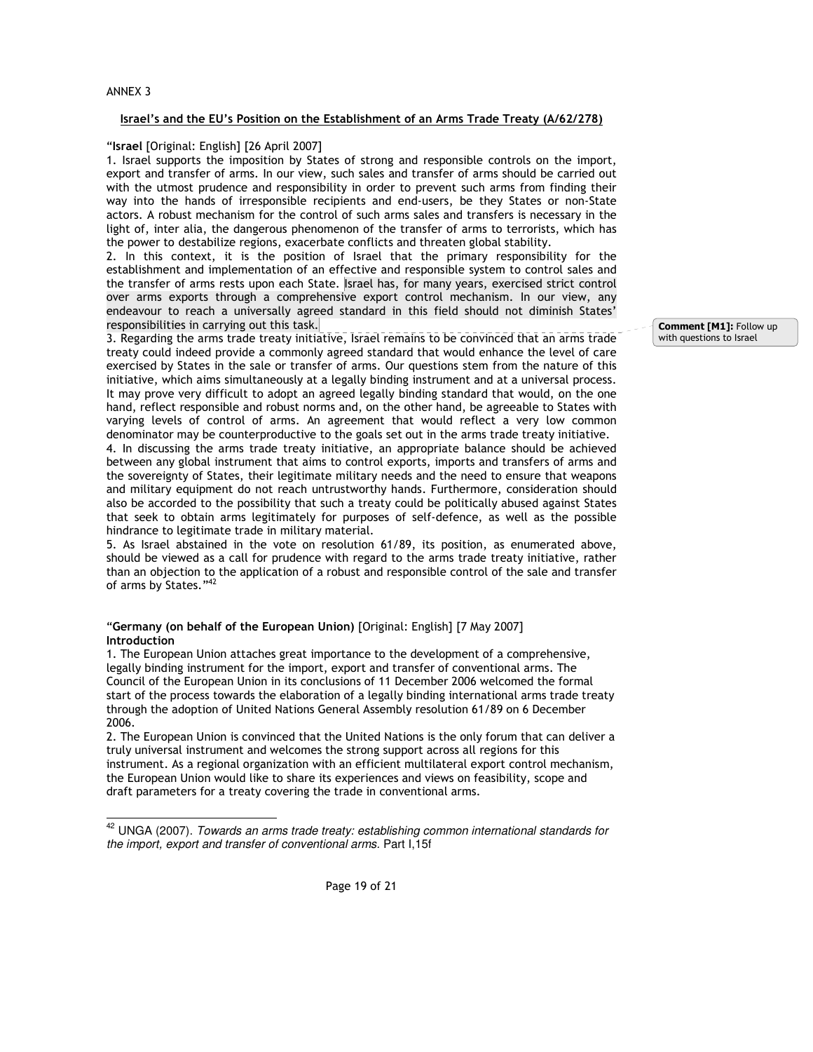ANNEX 3

**Israel's and the EU's Position on the Establishment of an Arms Trade Treaty (A/62/278)**

"**Israel** [Original: English] [26 April 2007]

1. Israel supports the imposition by States of strong and responsible controls on the import, export and transfer of arms. In our view, such sales and transfer of arms should be carried out with the utmost prudence and responsibility in order to prevent such arms from finding their way into the hands of irresponsible recipients and end-users, be they States or non-State actors. A robust mechanism for the control of such arms sales and transfers is necessary in the light of, inter alia, the dangerous phenomenon of the transfer of arms to terrorists, which has the power to destabilize regions, exacerbate conflicts and threaten global stability.
2. In this context, it is the position of Israel that the primary responsibility for the establishment and implementation of an effective and responsible system to control sales and the transfer of arms rests upon each State. Israel has, for many years, exercised strict control over arms exports through a comprehensive export control mechanism. In our view, any endeavour to reach a universally agreed standard in this field should not diminish States' responsibilities in carrying out this task.

**Comment [M1]:** Follow up with questions to Israel

3. Regarding the arms trade treaty initiative, Israel remains to be convinced that an arms trade treaty could indeed provide a commonly agreed standard that would enhance the level of care exercised by States in the sale or transfer of arms. Our questions stem from the nature of this initiative, which aims simultaneously at a legally binding instrument and at a universal process. It may prove very difficult to adopt an agreed legally binding standard that would, on the one hand, reflect responsible and robust norms and, on the other hand, be agreeable to States with varying levels of control of arms. An agreement that would reflect a very low common denominator may be counterproductive to the goals set out in the arms trade treaty initiative.
4. In discussing the arms trade treaty initiative, an appropriate balance should be achieved between any global instrument that aims to control exports, imports and transfers of arms and the sovereignty of States, their legitimate military needs and the need to ensure that weapons and military equipment do not reach untrustworthy hands. Furthermore, consideration should also be accorded to the possibility that such a treaty could be politically abused against States that seek to obtain arms legitimately for purposes of self-defence, as well as the possible hindrance to legitimate trade in military material.
5. As Israel abstained in the vote on resolution 61/89, its position, as enumerated above, should be viewed as a call for prudence with regard to the arms trade treaty initiative, rather than an objection to the application of a robust and responsible control of the sale and transfer of arms by States."[42]

"**Germany (on behalf of the European Union)** [Original: English] [7 May 2007]

**Introduction**

1. The European Union attaches great importance to the development of a comprehensive, legally binding instrument for the import, export and transfer of conventional arms. The Council of the European Union in its conclusions of 11 December 2006 welcomed the formal start of the process towards the elaboration of a legally binding international arms trade treaty through the adoption of United Nations General Assembly resolution 61/89 on 6 December 2006.
2. The European Union is convinced that the United Nations is the only forum that can deliver a truly universal instrument and welcomes the strong support across all regions for this instrument. As a regional organization with an efficient multilateral export control mechanism, the European Union would like to share its experiences and views on feasibility, scope and draft parameters for a treaty covering the trade in conventional arms.

---

[42] UNGA (2007). *Towards an arms trade treaty: establishing common international standards for the import, export and transfer of conventional arms.* Part I,15f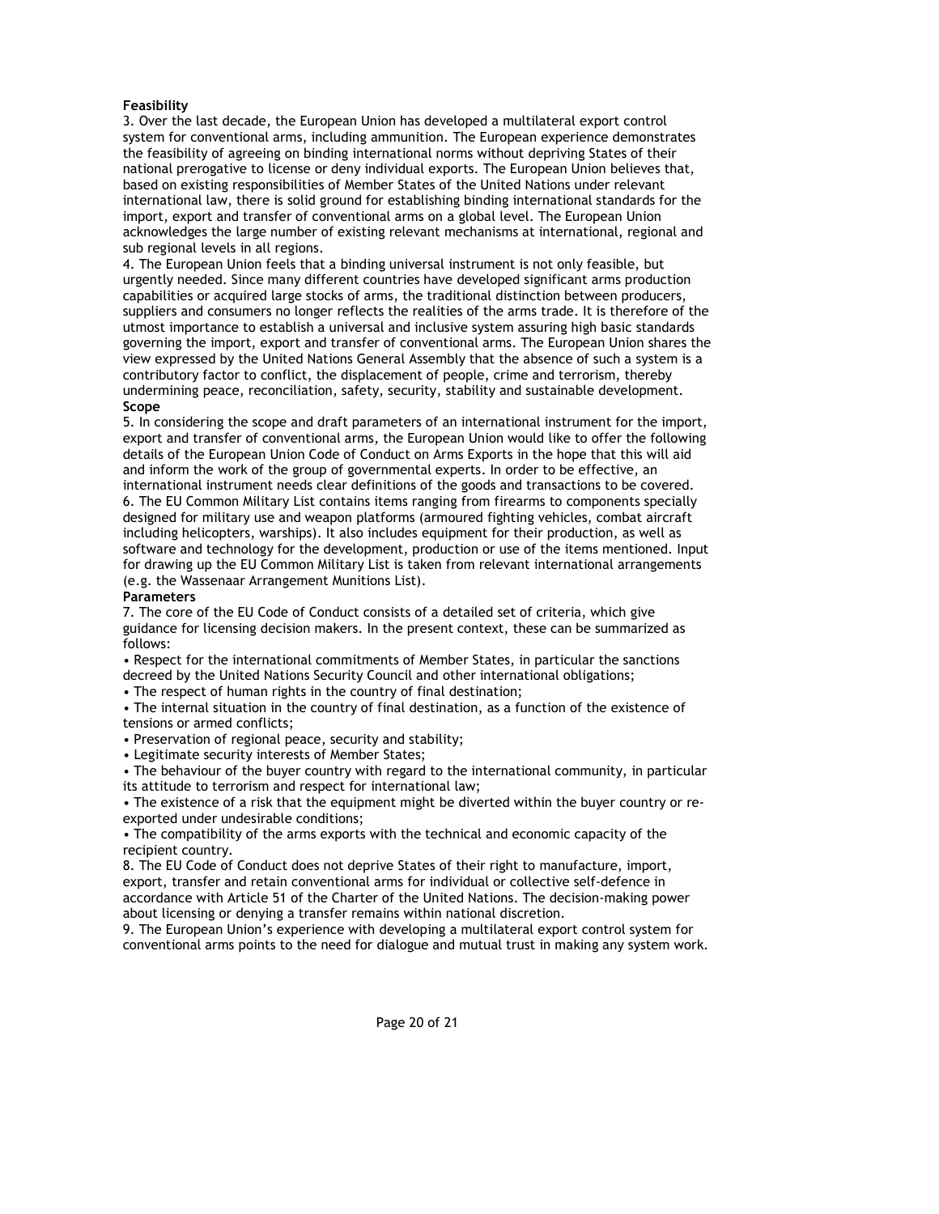**Feasibility**

3. Over the last decade, the European Union has developed a multilateral export control system for conventional arms, including ammunition. The European experience demonstrates the feasibility of agreeing on binding international norms without depriving States of their national prerogative to license or deny individual exports. The European Union believes that, based on existing responsibilities of Member States of the United Nations under relevant international law, there is solid ground for establishing binding international standards for the import, export and transfer of conventional arms on a global level. The European Union acknowledges the large number of existing relevant mechanisms at international, regional and sub regional levels in all regions.

4. The European Union feels that a binding universal instrument is not only feasible, but urgently needed. Since many different countries have developed significant arms production capabilities or acquired large stocks of arms, the traditional distinction between producers, suppliers and consumers no longer reflects the realities of the arms trade. It is therefore of the utmost importance to establish a universal and inclusive system assuring high basic standards governing the import, export and transfer of conventional arms. The European Union shares the view expressed by the United Nations General Assembly that the absence of such a system is a contributory factor to conflict, the displacement of people, crime and terrorism, thereby undermining peace, reconciliation, safety, security, stability and sustainable development.

**Scope**

5. In considering the scope and draft parameters of an international instrument for the import, export and transfer of conventional arms, the European Union would like to offer the following details of the European Union Code of Conduct on Arms Exports in the hope that this will aid and inform the work of the group of governmental experts. In order to be effective, an international instrument needs clear definitions of the goods and transactions to be covered.

6. The EU Common Military List contains items ranging from firearms to components specially designed for military use and weapon platforms (armoured fighting vehicles, combat aircraft including helicopters, warships). It also includes equipment for their production, as well as software and technology for the development, production or use of the items mentioned. Input for drawing up the EU Common Military List is taken from relevant international arrangements (e.g. the Wassenaar Arrangement Munitions List).

**Parameters**

7. The core of the EU Code of Conduct consists of a detailed set of criteria, which give guidance for licensing decision makers. In the present context, these can be summarized as follows:

- Respect for the international commitments of Member States, in particular the sanctions decreed by the United Nations Security Council and other international obligations;
- The respect of human rights in the country of final destination;
- The internal situation in the country of final destination, as a function of the existence of tensions or armed conflicts;
- Preservation of regional peace, security and stability;
- Legitimate security interests of Member States;
- The behaviour of the buyer country with regard to the international community, in particular its attitude to terrorism and respect for international law;
- The existence of a risk that the equipment might be diverted within the buyer country or re-exported under undesirable conditions;
- The compatibility of the arms exports with the technical and economic capacity of the recipient country.

8. The EU Code of Conduct does not deprive States of their right to manufacture, import, export, transfer and retain conventional arms for individual or collective self-defence in accordance with Article 51 of the Charter of the United Nations. The decision-making power about licensing or denying a transfer remains within national discretion.

9. The European Union's experience with developing a multilateral export control system for conventional arms points to the need for dialogue and mutual trust in making any system work.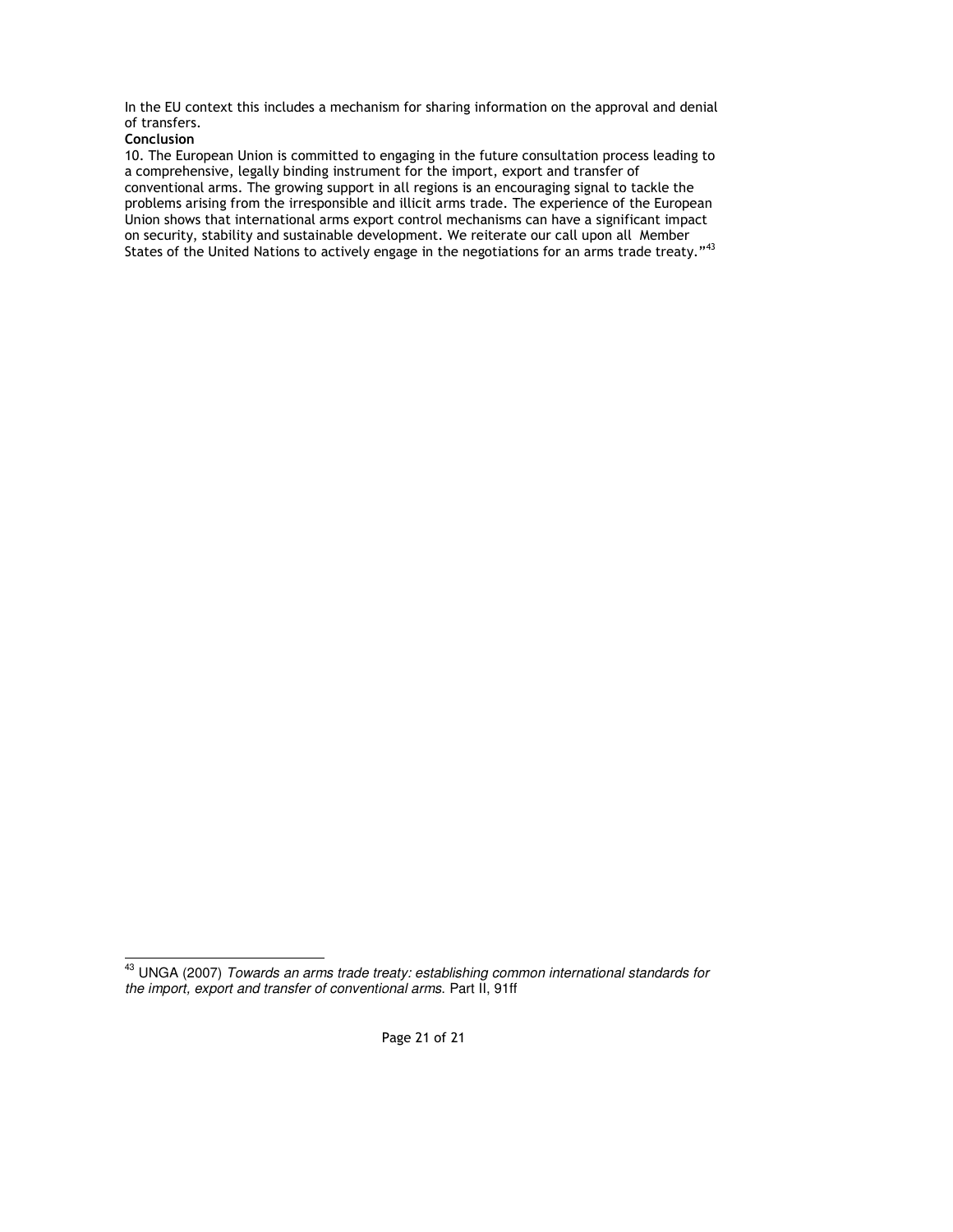In the EU context this includes a mechanism for sharing information on the approval and denial of transfers.

**Conclusion**

10. The European Union is committed to engaging in the future consultation process leading to a comprehensive, legally binding instrument for the import, export and transfer of conventional arms. The growing support in all regions is an encouraging signal to tackle the problems arising from the irresponsible and illicit arms trade. The experience of the European Union shows that international arms export control mechanisms can have a significant impact on security, stability and sustainable development. We reiterate our call upon all Member States of the United Nations to actively engage in the negotiations for an arms trade treaty."[43]

---

[43] UNGA (2007) *Towards an arms trade treaty: establishing common international standards for the import, export and transfer of conventional arms.* Part II, 91ff